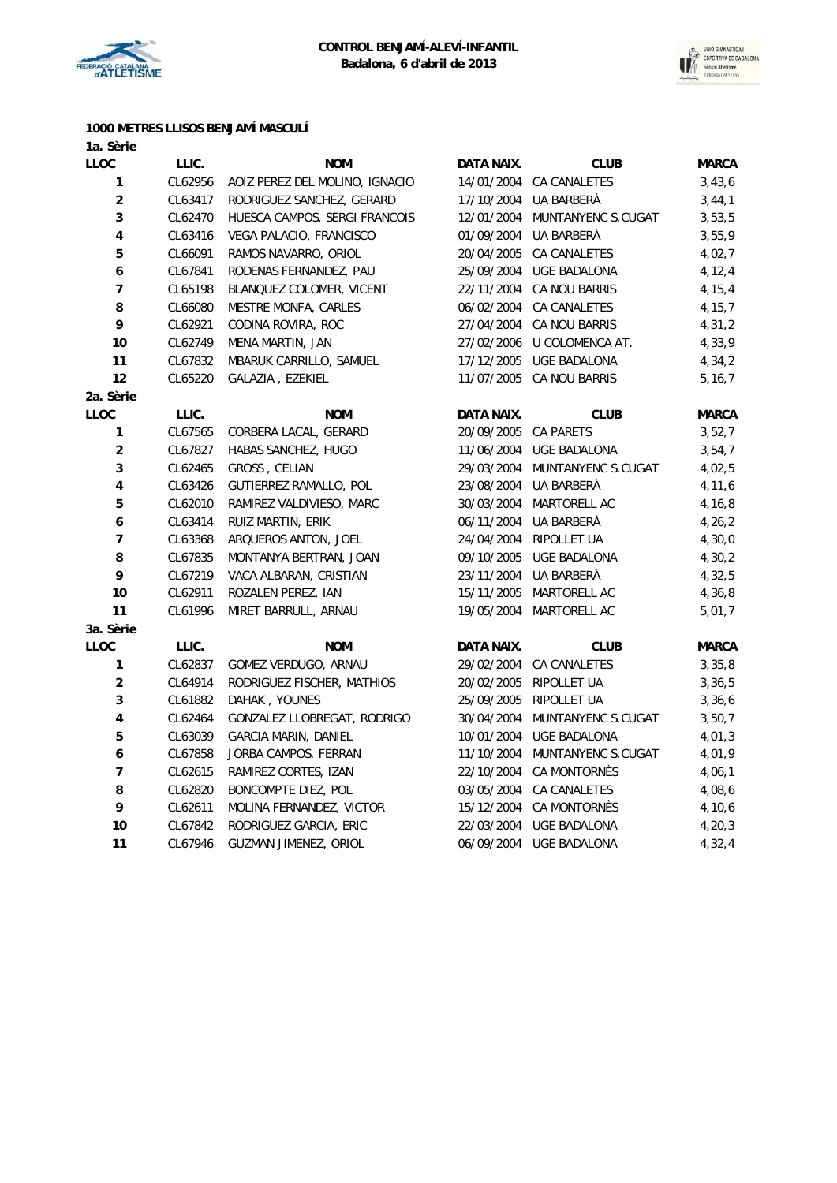**CONTROL BENJAMÍ-ALEVÍ-INFANTIL**
**Badalona, 6 d'abril de 2013**

### 1000 METRES LLISOS BENJAMÍ MASCULÍ

**1a. Sèrie**

| LLOC | LLIC. | NOM | DATA NAIX. | CLUB | MARCA |
|---|---|---|---|---|---|
| 1 | CL62956 | AOIZ PEREZ DEL MOLINO, IGNACIO | 14/01/2004 | CA CANALETES | 3,43,6 |
| 2 | CL63417 | RODRIGUEZ SANCHEZ, GERARD | 17/10/2004 | UA BARBERÀ | 3,44,1 |
| 3 | CL62470 | HUESCA CAMPOS, SERGI FRANCOIS | 12/01/2004 | MUNTANYENC S.CUGAT | 3,53,5 |
| 4 | CL63416 | VEGA PALACIO, FRANCISCO | 01/09/2004 | UA BARBERÀ | 3,55,9 |
| 5 | CL66091 | RAMOS NAVARRO, ORIOL | 20/04/2005 | CA CANALETES | 4,02,7 |
| 6 | CL67841 | RODENAS FERNANDEZ, PAU | 25/09/2004 | UGE BADALONA | 4,12,4 |
| 7 | CL65198 | BLANQUEZ COLOMER, VICENT | 22/11/2004 | CA NOU BARRIS | 4,15,4 |
| 8 | CL66080 | MESTRE MONFA, CARLES | 06/02/2004 | CA CANALETES | 4,15,7 |
| 9 | CL62921 | CODINA ROVIRA, ROC | 27/04/2004 | CA NOU BARRIS | 4,31,2 |
| 10 | CL62749 | MENA MARTIN, JAN | 27/02/2006 | U COLOMENCA AT. | 4,33,9 |
| 11 | CL67832 | MBARUK CARRILLO, SAMUEL | 17/12/2005 | UGE BADALONA | 4,34,2 |
| 12 | CL65220 | GALAZIA , EZEKIEL | 11/07/2005 | CA NOU BARRIS | 5,16,7 |

**2a. Sèrie**

| LLOC | LLIC. | NOM | DATA NAIX. | CLUB | MARCA |
|---|---|---|---|---|---|
| 1 | CL67565 | CORBERA LACAL, GERARD | 20/09/2005 | CA PARETS | 3,52,7 |
| 2 | CL67827 | HABAS SANCHEZ, HUGO | 11/06/2004 | UGE BADALONA | 3,54,7 |
| 3 | CL62465 | GROSS , CELIAN | 29/03/2004 | MUNTANYENC S.CUGAT | 4,02,5 |
| 4 | CL63426 | GUTIERREZ RAMALLO, POL | 23/08/2004 | UA BARBERÀ | 4,11,6 |
| 5 | CL62010 | RAMIREZ VALDIVIESO, MARC | 30/03/2004 | MARTORELL AC | 4,16,8 |
| 6 | CL63414 | RUIZ MARTIN, ERIK | 06/11/2004 | UA BARBERÀ | 4,26,2 |
| 7 | CL63368 | ARQUEROS ANTON, JOEL | 24/04/2004 | RIPOLLET UA | 4,30,0 |
| 8 | CL67835 | MONTANYA BERTRAN, JOAN | 09/10/2005 | UGE BADALONA | 4,30,2 |
| 9 | CL67219 | VACA ALBARAN, CRISTIAN | 23/11/2004 | UA BARBERÀ | 4,32,5 |
| 10 | CL62911 | ROZALEN PEREZ, IAN | 15/11/2005 | MARTORELL AC | 4,36,8 |
| 11 | CL61996 | MIRET BARRULL, ARNAU | 19/05/2004 | MARTORELL AC | 5,01,7 |

**3a. Sèrie**

| LLOC | LLIC. | NOM | DATA NAIX. | CLUB | MARCA |
|---|---|---|---|---|---|
| 1 | CL62837 | GOMEZ VERDUGO, ARNAU | 29/02/2004 | CA CANALETES | 3,35,8 |
| 2 | CL64914 | RODRIGUEZ FISCHER, MATHIOS | 20/02/2005 | RIPOLLET UA | 3,36,5 |
| 3 | CL61882 | DAHAK , YOUNES | 25/09/2005 | RIPOLLET UA | 3,36,6 |
| 4 | CL62464 | GONZALEZ LLOBREGAT, RODRIGO | 30/04/2004 | MUNTANYENC S.CUGAT | 3,50,7 |
| 5 | CL63039 | GARCIA MARIN, DANIEL | 10/01/2004 | UGE BADALONA | 4,01,3 |
| 6 | CL67858 | JORBA CAMPOS, FERRAN | 11/10/2004 | MUNTANYENC S.CUGAT | 4,01,9 |
| 7 | CL62615 | RAMIREZ CORTES, IZAN | 22/10/2004 | CA MONTORNÈS | 4,06,1 |
| 8 | CL62820 | BONCOMPTE DIEZ, POL | 03/05/2004 | CA CANALETES | 4,08,6 |
| 9 | CL62611 | MOLINA FERNANDEZ, VICTOR | 15/12/2004 | CA MONTORNÈS | 4,10,6 |
| 10 | CL67842 | RODRIGUEZ GARCIA, ERIC | 22/03/2004 | UGE BADALONA | 4,20,3 |
| 11 | CL67946 | GUZMAN JIMENEZ, ORIOL | 06/09/2004 | UGE BADALONA | 4,32,4 |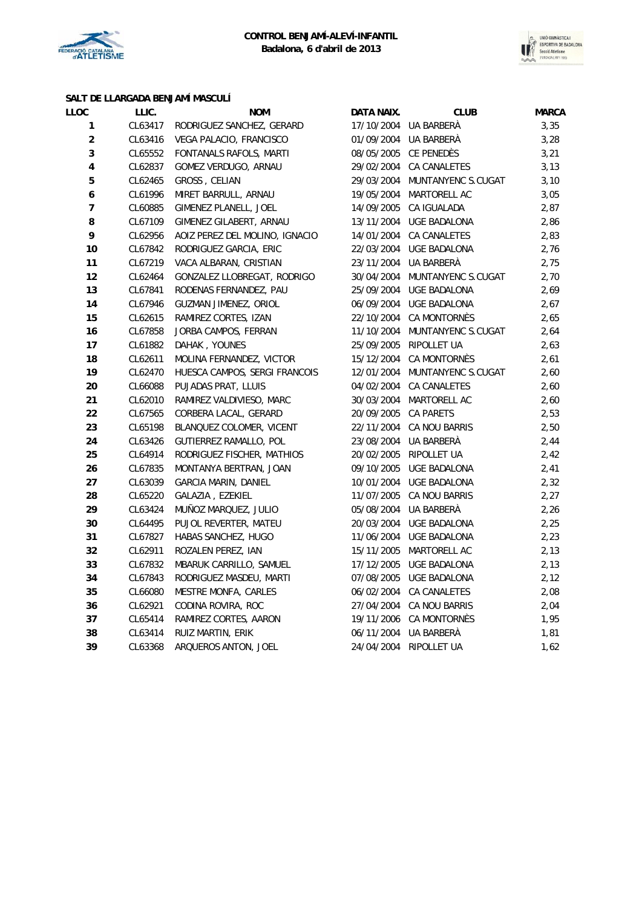**CONTROL BENJAMÍ-ALEVÍ-INFANTIL**
**Badalona, 6 d'abril de 2013**

**SALT DE LLARGADA BENJAMÍ MASCULÍ**

| LLOC | LLIC. | NOM | DATA NAIX. | CLUB | MARCA |
|---|---|---|---|---|---|
| 1 | CL63417 | RODRIGUEZ SANCHEZ, GERARD | 17/10/2004 | UA BARBERÀ | 3,35 |
| 2 | CL63416 | VEGA PALACIO, FRANCISCO | 01/09/2004 | UA BARBERÀ | 3,28 |
| 3 | CL65552 | FONTANALS RAFOLS, MARTI | 08/05/2005 | CE PENEDÈS | 3,21 |
| 4 | CL62837 | GOMEZ VERDUGO, ARNAU | 29/02/2004 | CA CANALETES | 3,13 |
| 5 | CL62465 | GROSS , CELIAN | 29/03/2004 | MUNTANYENC S.CUGAT | 3,10 |
| 6 | CL61996 | MIRET BARRULL, ARNAU | 19/05/2004 | MARTORELL AC | 3,05 |
| 7 | CL60885 | GIMENEZ PLANELL, JOEL | 14/09/2005 | CA IGUALADA | 2,87 |
| 8 | CL67109 | GIMENEZ GILABERT, ARNAU | 13/11/2004 | UGE BADALONA | 2,86 |
| 9 | CL62956 | AOIZ PEREZ DEL MOLINO, IGNACIO | 14/01/2004 | CA CANALETES | 2,83 |
| 10 | CL67842 | RODRIGUEZ GARCIA, ERIC | 22/03/2004 | UGE BADALONA | 2,76 |
| 11 | CL67219 | VACA ALBARAN, CRISTIAN | 23/11/2004 | UA BARBERÀ | 2,75 |
| 12 | CL62464 | GONZALEZ LLOBREGAT, RODRIGO | 30/04/2004 | MUNTANYENC S.CUGAT | 2,70 |
| 13 | CL67841 | RODENAS FERNANDEZ, PAU | 25/09/2004 | UGE BADALONA | 2,69 |
| 14 | CL67946 | GUZMAN JIMENEZ, ORIOL | 06/09/2004 | UGE BADALONA | 2,67 |
| 15 | CL62615 | RAMIREZ CORTES, IZAN | 22/10/2004 | CA MONTORNÈS | 2,65 |
| 16 | CL67858 | JORBA CAMPOS, FERRAN | 11/10/2004 | MUNTANYENC S.CUGAT | 2,64 |
| 17 | CL61882 | DAHAK , YOUNES | 25/09/2005 | RIPOLLET UA | 2,63 |
| 18 | CL62611 | MOLINA FERNANDEZ, VICTOR | 15/12/2004 | CA MONTORNÈS | 2,61 |
| 19 | CL62470 | HUESCA CAMPOS, SERGI FRANCOIS | 12/01/2004 | MUNTANYENC S.CUGAT | 2,60 |
| 20 | CL66088 | PUJADAS PRAT, LLUIS | 04/02/2004 | CA CANALETES | 2,60 |
| 21 | CL62010 | RAMIREZ VALDIVIESO, MARC | 30/03/2004 | MARTORELL AC | 2,60 |
| 22 | CL67565 | CORBERA LACAL, GERARD | 20/09/2005 | CA PARETS | 2,53 |
| 23 | CL65198 | BLANQUEZ COLOMER, VICENT | 22/11/2004 | CA NOU BARRIS | 2,50 |
| 24 | CL63426 | GUTIERREZ RAMALLO, POL | 23/08/2004 | UA BARBERÀ | 2,44 |
| 25 | CL64914 | RODRIGUEZ FISCHER, MATHIOS | 20/02/2005 | RIPOLLET UA | 2,42 |
| 26 | CL67835 | MONTANYA BERTRAN, JOAN | 09/10/2005 | UGE BADALONA | 2,41 |
| 27 | CL63039 | GARCIA MARIN, DANIEL | 10/01/2004 | UGE BADALONA | 2,32 |
| 28 | CL65220 | GALAZIA , EZEKIEL | 11/07/2005 | CA NOU BARRIS | 2,27 |
| 29 | CL63424 | MUÑOZ MARQUEZ, JULIO | 05/08/2004 | UA BARBERÀ | 2,26 |
| 30 | CL64495 | PUJOL REVERTER, MATEU | 20/03/2004 | UGE BADALONA | 2,25 |
| 31 | CL67827 | HABAS SANCHEZ, HUGO | 11/06/2004 | UGE BADALONA | 2,23 |
| 32 | CL62911 | ROZALEN PEREZ, IAN | 15/11/2005 | MARTORELL AC | 2,13 |
| 33 | CL67832 | MBARUK CARRILLO, SAMUEL | 17/12/2005 | UGE BADALONA | 2,13 |
| 34 | CL67843 | RODRIGUEZ MASDEU, MARTI | 07/08/2005 | UGE BADALONA | 2,12 |
| 35 | CL66080 | MESTRE MONFA, CARLES | 06/02/2004 | CA CANALETES | 2,08 |
| 36 | CL62921 | CODINA ROVIRA, ROC | 27/04/2004 | CA NOU BARRIS | 2,04 |
| 37 | CL65414 | RAMIREZ CORTES, AARON | 19/11/2006 | CA MONTORNÈS | 1,95 |
| 38 | CL63414 | RUIZ MARTIN, ERIK | 06/11/2004 | UA BARBERÀ | 1,81 |
| 39 | CL63368 | ARQUEROS ANTON, JOEL | 24/04/2004 | RIPOLLET UA | 1,62 |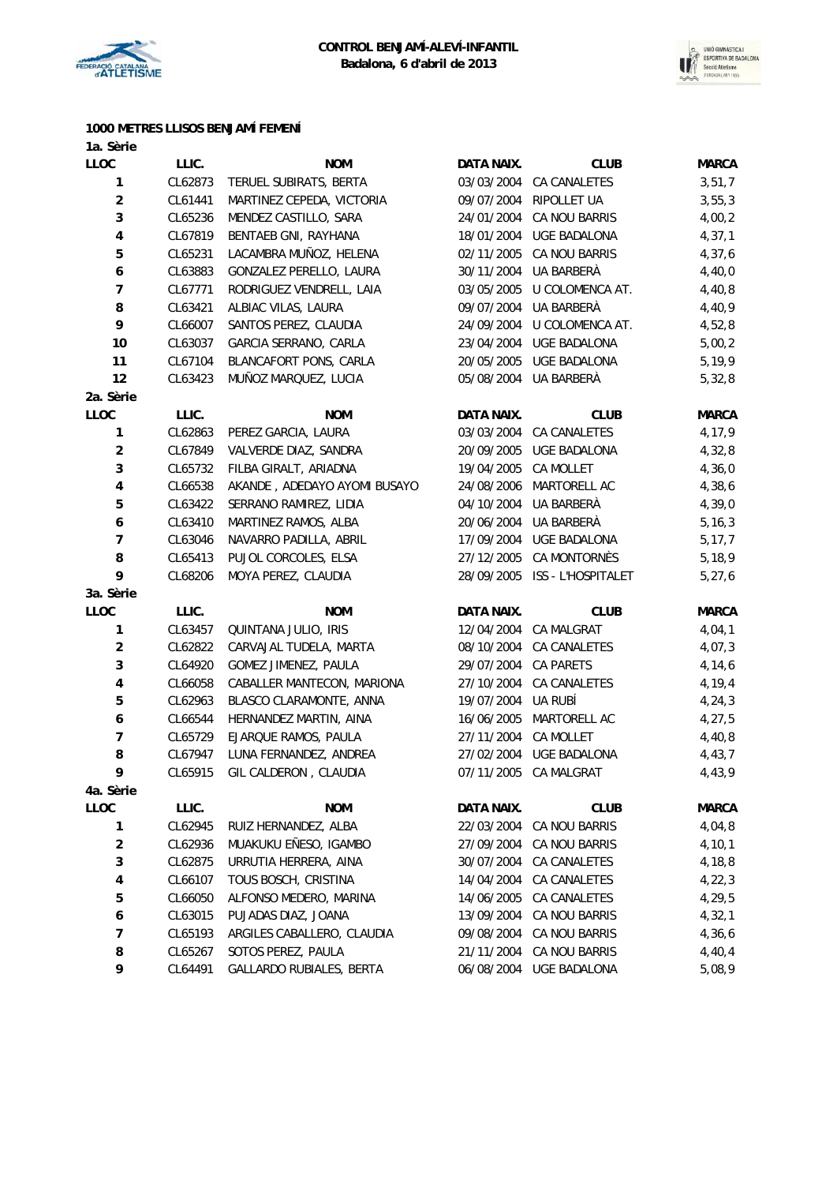**CONTROL BENJAMÍ-ALEVÍ-INFANTIL**
**Badalona, 6 d'abril de 2013**

## 1000 METRES LLISOS BENJAMÍ FEMENÍ

### 1a. Sèrie

| LLOC | LLIC. | NOM | DATA NAIX. | CLUB | MARCA |
|---|---|---|---|---|---|
| 1 | CL62873 | TERUEL SUBIRATS, BERTA | 03/03/2004 | CA CANALETES | 3,51,7 |
| 2 | CL61441 | MARTINEZ CEPEDA, VICTORIA | 09/07/2004 | RIPOLLET UA | 3,55,3 |
| 3 | CL65236 | MENDEZ CASTILLO, SARA | 24/01/2004 | CA NOU BARRIS | 4,00,2 |
| 4 | CL67819 | BENTAEB GNI, RAYHANA | 18/01/2004 | UGE BADALONA | 4,37,1 |
| 5 | CL65231 | LACAMBRA MUÑOZ, HELENA | 02/11/2005 | CA NOU BARRIS | 4,37,6 |
| 6 | CL63883 | GONZALEZ PERELLO, LAURA | 30/11/2004 | UA BARBERÀ | 4,40,0 |
| 7 | CL67771 | RODRIGUEZ VENDRELL, LAIA | 03/05/2005 | U COLOMENCA AT. | 4,40,8 |
| 8 | CL63421 | ALBIAC VILAS, LAURA | 09/07/2004 | UA BARBERÀ | 4,40,9 |
| 9 | CL66007 | SANTOS PEREZ, CLAUDIA | 24/09/2004 | U COLOMENCA AT. | 4,52,8 |
| 10 | CL63037 | GARCIA SERRANO, CARLA | 23/04/2004 | UGE BADALONA | 5,00,2 |
| 11 | CL67104 | BLANCAFORT PONS, CARLA | 20/05/2005 | UGE BADALONA | 5,19,9 |
| 12 | CL63423 | MUÑOZ MARQUEZ, LUCIA | 05/08/2004 | UA BARBERÀ | 5,32,8 |

### 2a. Sèrie

| LLOC | LLIC. | NOM | DATA NAIX. | CLUB | MARCA |
|---|---|---|---|---|---|
| 1 | CL62863 | PEREZ GARCIA, LAURA | 03/03/2004 | CA CANALETES | 4,17,9 |
| 2 | CL67849 | VALVERDE DIAZ, SANDRA | 20/09/2005 | UGE BADALONA | 4,32,8 |
| 3 | CL65732 | FILBA GIRALT, ARIADNA | 19/04/2005 | CA MOLLET | 4,36,0 |
| 4 | CL66538 | AKANDE , ADEDAYO AYOMI BUSAYO | 24/08/2006 | MARTORELL AC | 4,38,6 |
| 5 | CL63422 | SERRANO RAMIREZ, LIDIA | 04/10/2004 | UA BARBERÀ | 4,39,0 |
| 6 | CL63410 | MARTINEZ RAMOS, ALBA | 20/06/2004 | UA BARBERÀ | 5,16,3 |
| 7 | CL63046 | NAVARRO PADILLA, ABRIL | 17/09/2004 | UGE BADALONA | 5,17,7 |
| 8 | CL65413 | PUJOL CORCOLES, ELSA | 27/12/2005 | CA MONTORNÈS | 5,18,9 |
| 9 | CL68206 | MOYA PEREZ, CLAUDIA | 28/09/2005 | ISS - L'HOSPITALET | 5,27,6 |

### 3a. Sèrie

| LLOC | LLIC. | NOM | DATA NAIX. | CLUB | MARCA |
|---|---|---|---|---|---|
| 1 | CL63457 | QUINTANA JULIO, IRIS | 12/04/2004 | CA MALGRAT | 4,04,1 |
| 2 | CL62822 | CARVAJAL TUDELA, MARTA | 08/10/2004 | CA CANALETES | 4,07,3 |
| 3 | CL64920 | GOMEZ JIMENEZ, PAULA | 29/07/2004 | CA PARETS | 4,14,6 |
| 4 | CL66058 | CABALLER MANTECON, MARIONA | 27/10/2004 | CA CANALETES | 4,19,4 |
| 5 | CL62963 | BLASCO CLARAMONTE, ANNA | 19/07/2004 | UA RUBÍ | 4,24,3 |
| 6 | CL66544 | HERNANDEZ MARTIN, AINA | 16/06/2005 | MARTORELL AC | 4,27,5 |
| 7 | CL65729 | EJARQUE RAMOS, PAULA | 27/11/2004 | CA MOLLET | 4,40,8 |
| 8 | CL67947 | LUNA FERNANDEZ, ANDREA | 27/02/2004 | UGE BADALONA | 4,43,7 |
| 9 | CL65915 | GIL CALDERON , CLAUDIA | 07/11/2005 | CA MALGRAT | 4,43,9 |

### 4a. Sèrie

| LLOC | LLIC. | NOM | DATA NAIX. | CLUB | MARCA |
|---|---|---|---|---|---|
| 1 | CL62945 | RUIZ HERNANDEZ, ALBA | 22/03/2004 | CA NOU BARRIS | 4,04,8 |
| 2 | CL62936 | MUAKUKU EÑESO, IGAMBO | 27/09/2004 | CA NOU BARRIS | 4,10,1 |
| 3 | CL62875 | URRUTIA HERRERA, AINA | 30/07/2004 | CA CANALETES | 4,18,8 |
| 4 | CL66107 | TOUS BOSCH, CRISTINA | 14/04/2004 | CA CANALETES | 4,22,3 |
| 5 | CL66050 | ALFONSO MEDERO, MARINA | 14/06/2005 | CA CANALETES | 4,29,5 |
| 6 | CL63015 | PUJADAS DIAZ, JOANA | 13/09/2004 | CA NOU BARRIS | 4,32,1 |
| 7 | CL65193 | ARGILES CABALLERO, CLAUDIA | 09/08/2004 | CA NOU BARRIS | 4,36,6 |
| 8 | CL65267 | SOTOS PEREZ, PAULA | 21/11/2004 | CA NOU BARRIS | 4,40,4 |
| 9 | CL64491 | GALLARDO RUBIALES, BERTA | 06/08/2004 | UGE BADALONA | 5,08,9 |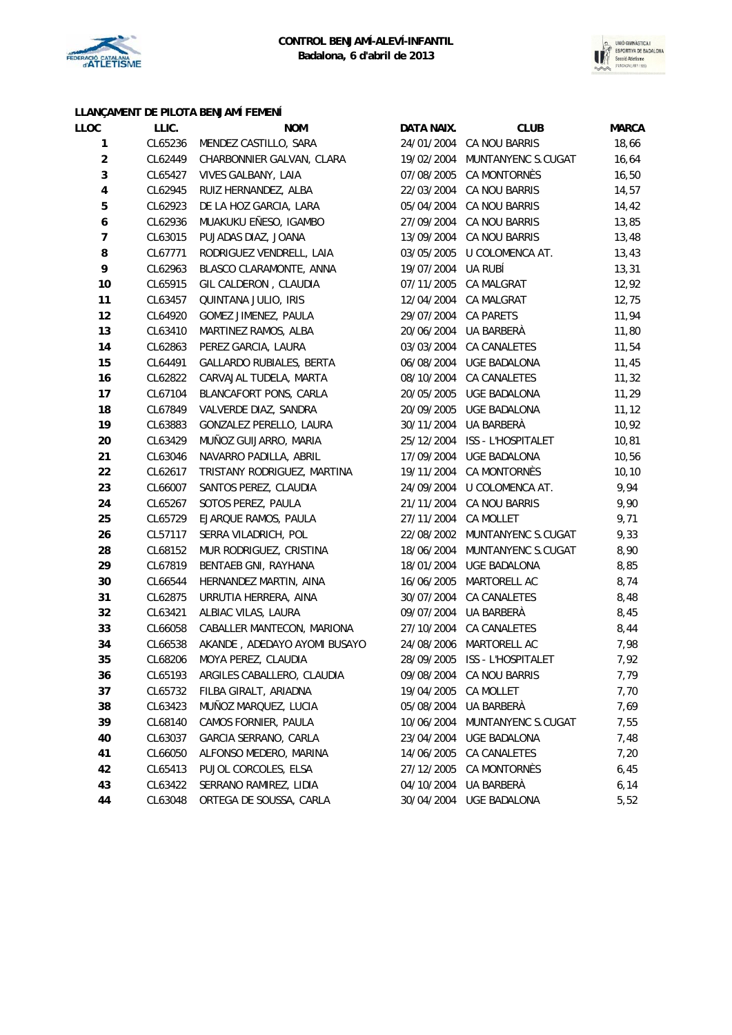**CONTROL BENJAMÍ-ALEVÍ-INFANTIL**
**Badalona, 6 d'abril de 2013**

### LLANÇAMENT DE PILOTA BENJAMÍ FEMENÍ

| LLOC | LLIC. | NOM | DATA NAIX. | CLUB | MARCA |
|---|---|---|---|---|---|
| 1 | CL65236 | MENDEZ CASTILLO, SARA | 24/01/2004 | CA NOU BARRIS | 18,66 |
| 2 | CL62449 | CHARBONNIER GALVAN, CLARA | 19/02/2004 | MUNTANYENC S.CUGAT | 16,64 |
| 3 | CL65427 | VIVES GALBANY, LAIA | 07/08/2005 | CA MONTORNÈS | 16,50 |
| 4 | CL62945 | RUIZ HERNANDEZ, ALBA | 22/03/2004 | CA NOU BARRIS | 14,57 |
| 5 | CL62923 | DE LA HOZ GARCIA, LARA | 05/04/2004 | CA NOU BARRIS | 14,42 |
| 6 | CL62936 | MUAKUKU EÑESO, IGAMBO | 27/09/2004 | CA NOU BARRIS | 13,85 |
| 7 | CL63015 | PUJADAS DIAZ, JOANA | 13/09/2004 | CA NOU BARRIS | 13,48 |
| 8 | CL67771 | RODRIGUEZ VENDRELL, LAIA | 03/05/2005 | U COLOMENCA AT. | 13,43 |
| 9 | CL62963 | BLASCO CLARAMONTE, ANNA | 19/07/2004 | UA RUBÍ | 13,31 |
| 10 | CL65915 | GIL CALDERON , CLAUDIA | 07/11/2005 | CA MALGRAT | 12,92 |
| 11 | CL63457 | QUINTANA JULIO, IRIS | 12/04/2004 | CA MALGRAT | 12,75 |
| 12 | CL64920 | GOMEZ JIMENEZ, PAULA | 29/07/2004 | CA PARETS | 11,94 |
| 13 | CL63410 | MARTINEZ RAMOS, ALBA | 20/06/2004 | UA BARBERÀ | 11,80 |
| 14 | CL62863 | PEREZ GARCIA, LAURA | 03/03/2004 | CA CANALETES | 11,54 |
| 15 | CL64491 | GALLARDO RUBIALES, BERTA | 06/08/2004 | UGE BADALONA | 11,45 |
| 16 | CL62822 | CARVAJAL TUDELA, MARTA | 08/10/2004 | CA CANALETES | 11,32 |
| 17 | CL67104 | BLANCAFORT PONS, CARLA | 20/05/2005 | UGE BADALONA | 11,29 |
| 18 | CL67849 | VALVERDE DIAZ, SANDRA | 20/09/2005 | UGE BADALONA | 11,12 |
| 19 | CL63883 | GONZALEZ PERELLO, LAURA | 30/11/2004 | UA BARBERÀ | 10,92 |
| 20 | CL63429 | MUÑOZ GUIJARRO, MARIA | 25/12/2004 | ISS - L'HOSPITALET | 10,81 |
| 21 | CL63046 | NAVARRO PADILLA, ABRIL | 17/09/2004 | UGE BADALONA | 10,56 |
| 22 | CL62617 | TRISTANY RODRIGUEZ, MARTINA | 19/11/2004 | CA MONTORNÈS | 10,10 |
| 23 | CL66007 | SANTOS PEREZ, CLAUDIA | 24/09/2004 | U COLOMENCA AT. | 9,94 |
| 24 | CL65267 | SOTOS PEREZ, PAULA | 21/11/2004 | CA NOU BARRIS | 9,90 |
| 25 | CL65729 | EJARQUE RAMOS, PAULA | 27/11/2004 | CA MOLLET | 9,71 |
| 26 | CL57117 | SERRA VILADRICH, POL | 22/08/2002 | MUNTANYENC S.CUGAT | 9,33 |
| 28 | CL68152 | MUR RODRIGUEZ, CRISTINA | 18/06/2004 | MUNTANYENC S.CUGAT | 8,90 |
| 29 | CL67819 | BENTAEB GNI, RAYHANA | 18/01/2004 | UGE BADALONA | 8,85 |
| 30 | CL66544 | HERNANDEZ MARTIN, AINA | 16/06/2005 | MARTORELL AC | 8,74 |
| 31 | CL62875 | URRUTIA HERRERA, AINA | 30/07/2004 | CA CANALETES | 8,48 |
| 32 | CL63421 | ALBIAC VILAS, LAURA | 09/07/2004 | UA BARBERÀ | 8,45 |
| 33 | CL66058 | CABALLER MANTECON, MARIONA | 27/10/2004 | CA CANALETES | 8,44 |
| 34 | CL66538 | AKANDE , ADEDAYO AYOMI BUSAYO | 24/08/2006 | MARTORELL AC | 7,98 |
| 35 | CL68206 | MOYA PEREZ, CLAUDIA | 28/09/2005 | ISS - L'HOSPITALET | 7,92 |
| 36 | CL65193 | ARGILES CABALLERO, CLAUDIA | 09/08/2004 | CA NOU BARRIS | 7,79 |
| 37 | CL65732 | FILBA GIRALT, ARIADNA | 19/04/2005 | CA MOLLET | 7,70 |
| 38 | CL63423 | MUÑOZ MARQUEZ, LUCIA | 05/08/2004 | UA BARBERÀ | 7,69 |
| 39 | CL68140 | CAMOS FORNIER, PAULA | 10/06/2004 | MUNTANYENC S.CUGAT | 7,55 |
| 40 | CL63037 | GARCIA SERRANO, CARLA | 23/04/2004 | UGE BADALONA | 7,48 |
| 41 | CL66050 | ALFONSO MEDERO, MARINA | 14/06/2005 | CA CANALETES | 7,20 |
| 42 | CL65413 | PUJOL CORCOLES, ELSA | 27/12/2005 | CA MONTORNÈS | 6,45 |
| 43 | CL63422 | SERRANO RAMIREZ, LIDIA | 04/10/2004 | UA BARBERÀ | 6,14 |
| 44 | CL63048 | ORTEGA DE SOUSSA, CARLA | 30/04/2004 | UGE BADALONA | 5,52 |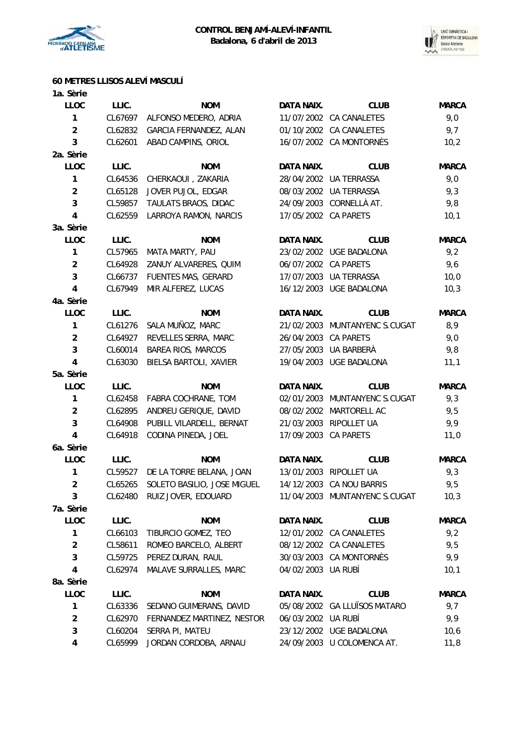**CONTROL BENJAMÍ-ALEVÍ-INFANTIL**
**Badalona, 6 d'abril de 2013**

### 60 METRES LLISOS ALEVÍ MASCULÍ

**1a. Sèrie**

| LLOC | LLIC. | NOM | DATA NAIX. | CLUB | MARCA |
|---|---|---|---|---|---|
| 1 | CL67697 | ALFONSO MEDERO, ADRIA | 11/07/2002 | CA CANALETES | 9,0 |
| 2 | CL62832 | GARCIA FERNANDEZ, ALAN | 01/10/2002 | CA CANALETES | 9,7 |
| 3 | CL62601 | ABAD CAMPINS, ORIOL | 16/07/2002 | CA MONTORNÈS | 10,2 |

**2a. Sèrie**

| LLOC | LLIC. | NOM | DATA NAIX. | CLUB | MARCA |
|---|---|---|---|---|---|
| 1 | CL64536 | CHERKAOUI , ZAKARIA | 28/04/2002 | UA TERRASSA | 9,0 |
| 2 | CL65128 | JOVER PUJOL, EDGAR | 08/03/2002 | UA TERRASSA | 9,3 |
| 3 | CL59857 | TAULATS BRAOS, DIDAC | 24/09/2003 | CORNELLÀ AT. | 9,8 |
| 4 | CL62559 | LARROYA RAMON, NARCIS | 17/05/2002 | CA PARETS | 10,1 |

**3a. Sèrie**

| LLOC | LLIC. | NOM | DATA NAIX. | CLUB | MARCA |
|---|---|---|---|---|---|
| 1 | CL57965 | MATA MARTY, PAU | 23/02/2002 | UGE BADALONA | 9,2 |
| 2 | CL64928 | ZANUY ALVARERES, QUIM | 06/07/2002 | CA PARETS | 9,6 |
| 3 | CL66737 | FUENTES MAS, GERARD | 17/07/2003 | UA TERRASSA | 10,0 |
| 4 | CL67949 | MIR ALFEREZ, LUCAS | 16/12/2003 | UGE BADALONA | 10,3 |

**4a. Sèrie**

| LLOC | LLIC. | NOM | DATA NAIX. | CLUB | MARCA |
|---|---|---|---|---|---|
| 1 | CL61276 | SALA MUÑOZ, MARC | 21/02/2003 | MUNTANYENC S.CUGAT | 8,9 |
| 2 | CL64927 | REVELLES SERRA, MARC | 26/04/2003 | CA PARETS | 9,0 |
| 3 | CL60014 | BAREA RIOS, MARCOS | 27/05/2003 | UA BARBERÀ | 9,8 |
| 4 | CL63030 | BIELSA BARTOLI, XAVIER | 19/04/2003 | UGE BADALONA | 11,1 |

**5a. Sèrie**

| LLOC | LLIC. | NOM | DATA NAIX. | CLUB | MARCA |
|---|---|---|---|---|---|
| 1 | CL62458 | FABRA COCHRANE, TOM | 02/01/2003 | MUNTANYENC S.CUGAT | 9,3 |
| 2 | CL62895 | ANDREU GERIQUE, DAVID | 08/02/2002 | MARTORELL AC | 9,5 |
| 3 | CL64908 | PUBILL VILARDELL, BERNAT | 21/03/2003 | RIPOLLET UA | 9,9 |
| 4 | CL64918 | CODINA PINEDA, JOEL | 17/09/2003 | CA PARETS | 11,0 |

**6a. Sèrie**

| LLOC | LLIC. | NOM | DATA NAIX. | CLUB | MARCA |
|---|---|---|---|---|---|
| 1 | CL59527 | DE LA TORRE BELANA, JOAN | 13/01/2003 | RIPOLLET UA | 9,3 |
| 2 | CL65265 | SOLETO BASILIO, JOSE MIGUEL | 14/12/2003 | CA NOU BARRIS | 9,5 |
| 3 | CL62480 | RUIZ JOVER, EDOUARD | 11/04/2003 | MUNTANYENC S.CUGAT | 10,3 |

**7a. Sèrie**

| LLOC | LLIC. | NOM | DATA NAIX. | CLUB | MARCA |
|---|---|---|---|---|---|
| 1 | CL66103 | TIBURCIO GOMEZ, TEO | 12/01/2002 | CA CANALETES | 9,2 |
| 2 | CL58611 | ROMEO BARCELO, ALBERT | 08/12/2002 | CA CANALETES | 9,5 |
| 3 | CL59725 | PEREZ DURAN, RAUL | 30/03/2003 | CA MONTORNÈS | 9,9 |
| 4 | CL62974 | MALAVE SURRALLES, MARC | 04/02/2003 | UA RUBÍ | 10,1 |

**8a. Sèrie**

| LLOC | LLIC. | NOM | DATA NAIX. | CLUB | MARCA |
|---|---|---|---|---|---|
| 1 | CL63336 | SEDANO GUIMERANS, DAVID | 05/08/2002 | GA LLUÏSOS MATARO | 9,7 |
| 2 | CL62970 | FERNANDEZ MARTINEZ, NESTOR | 06/03/2002 | UA RUBÍ | 9,9 |
| 3 | CL60204 | SERRA PI, MATEU | 23/12/2002 | UGE BADALONA | 10,6 |
| 4 | CL65999 | JORDAN CORDOBA, ARNAU | 24/09/2003 | U COLOMENCA AT. | 11,8 |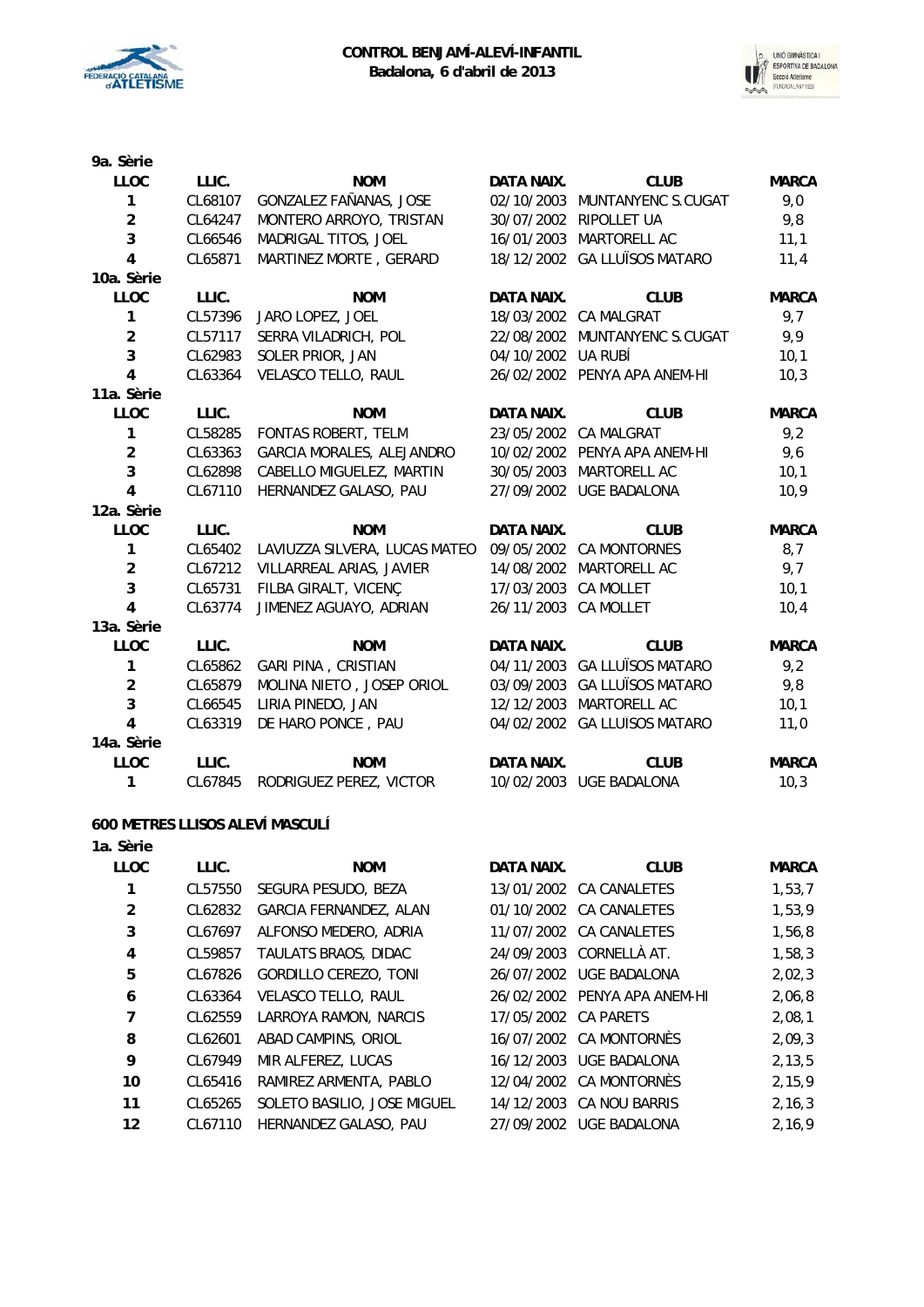**9a. Sèrie**

| LLOC | LLIC. | NOM | DATA NAIX. | CLUB | MARCA |
|---|---|---|---|---|---|
| 1 | CL68107 | GONZALEZ FAÑANAS, JOSE | 02/10/2003 | MUNTANYENC S.CUGAT | 9,0 |
| 2 | CL64247 | MONTERO ARROYO, TRISTAN | 30/07/2002 | RIPOLLET UA | 9,8 |
| 3 | CL66546 | MADRIGAL TITOS, JOEL | 16/01/2003 | MARTORELL AC | 11,1 |
| 4 | CL65871 | MARTINEZ MORTE , GERARD | 18/12/2002 | GA LLUÏSOS MATARO | 11,4 |

**10a. Sèrie**

| LLOC | LLIC. | NOM | DATA NAIX. | CLUB | MARCA |
|---|---|---|---|---|---|
| 1 | CL57396 | JARO LOPEZ, JOEL | 18/03/2002 | CA MALGRAT | 9,7 |
| 2 | CL57117 | SERRA VILADRICH, POL | 22/08/2002 | MUNTANYENC S.CUGAT | 9,9 |
| 3 | CL62983 | SOLER PRIOR, JAN | 04/10/2002 | UA RUBÍ | 10,1 |
| 4 | CL63364 | VELASCO TELLO, RAUL | 26/02/2002 | PENYA APA ANEM-HI | 10,3 |

**11a. Sèrie**

| LLOC | LLIC. | NOM | DATA NAIX. | CLUB | MARCA |
|---|---|---|---|---|---|
| 1 | CL58285 | FONTAS ROBERT, TELM | 23/05/2002 | CA MALGRAT | 9,2 |
| 2 | CL63363 | GARCIA MORALES, ALEJANDRO | 10/02/2002 | PENYA APA ANEM-HI | 9,6 |
| 3 | CL62898 | CABELLO MIGUELEZ, MARTIN | 30/05/2003 | MARTORELL AC | 10,1 |
| 4 | CL67110 | HERNANDEZ GALASO, PAU | 27/09/2002 | UGE BADALONA | 10,9 |

**12a. Sèrie**

| LLOC | LLIC. | NOM | DATA NAIX. | CLUB | MARCA |
|---|---|---|---|---|---|
| 1 | CL65402 | LAVIUZZA SILVERA, LUCAS MATEO | 09/05/2002 | CA MONTORNES | 8,7 |
| 2 | CL67212 | VILLARREAL ARIAS, JAVIER | 14/08/2002 | MARTORELL AC | 9,7 |
| 3 | CL65731 | FILBA GIRALT, VICENÇ | 17/03/2003 | CA MOLLET | 10,1 |
| 4 | CL63774 | JIMENEZ AGUAYO, ADRIAN | 26/11/2003 | CA MOLLET | 10,4 |

**13a. Sèrie**

| LLOC | LLIC. | NOM | DATA NAIX. | CLUB | MARCA |
|---|---|---|---|---|---|
| 1 | CL65862 | GARI PINA , CRISTIAN | 04/11/2003 | GA LLUÏSOS MATARO | 9,2 |
| 2 | CL65879 | MOLINA NIETO , JOSEP ORIOL | 03/09/2003 | GA LLUÏSOS MATARO | 9,8 |
| 3 | CL66545 | LIRIA PINEDO, JAN | 12/12/2003 | MARTORELL AC | 10,1 |
| 4 | CL63319 | DE HARO PONCE , PAU | 04/02/2002 | GA LLUISOS MATARO | 11,0 |

**14a. Sèrie**

| LLOC | LLIC. | NOM | DATA NAIX. | CLUB | MARCA |
|---|---|---|---|---|---|
| 1 | CL67845 | RODRIGUEZ PEREZ, VICTOR | 10/02/2003 | UGE BADALONA | 10,3 |

## 600 METRES LLISOS ALEVÍ MASCULÍ

**1a. Sèrie**

| LLOC | LLIC. | NOM | DATA NAIX. | CLUB | MARCA |
|---|---|---|---|---|---|
| 1 | CL57550 | SEGURA PESUDO, BEZA | 13/01/2002 | CA CANALETES | 1,53,7 |
| 2 | CL62832 | GARCIA FERNANDEZ, ALAN | 01/10/2002 | CA CANALETES | 1,53,9 |
| 3 | CL67697 | ALFONSO MEDERO, ADRIA | 11/07/2002 | CA CANALETES | 1,56,8 |
| 4 | CL59857 | TAULATS BRAOS, DIDAC | 24/09/2003 | CORNELLÀ AT. | 1,58,3 |
| 5 | CL67826 | GORDILLO CEREZO, TONI | 26/07/2002 | UGE BADALONA | 2,02,3 |
| 6 | CL63364 | VELASCO TELLO, RAUL | 26/02/2002 | PENYA APA ANEM-HI | 2,06,8 |
| 7 | CL62559 | LARROYA RAMON, NARCIS | 17/05/2002 | CA PARETS | 2,08,1 |
| 8 | CL62601 | ABAD CAMPINS, ORIOL | 16/07/2002 | CA MONTORNÈS | 2,09,3 |
| 9 | CL67949 | MIR ALFEREZ, LUCAS | 16/12/2003 | UGE BADALONA | 2,13,5 |
| 10 | CL65416 | RAMIREZ ARMENTA, PABLO | 12/04/2002 | CA MONTORNÈS | 2,15,9 |
| 11 | CL65265 | SOLETO BASILIO, JOSE MIGUEL | 14/12/2003 | CA NOU BARRIS | 2,16,3 |
| 12 | CL67110 | HERNANDEZ GALASO, PAU | 27/09/2002 | UGE BADALONA | 2,16,9 |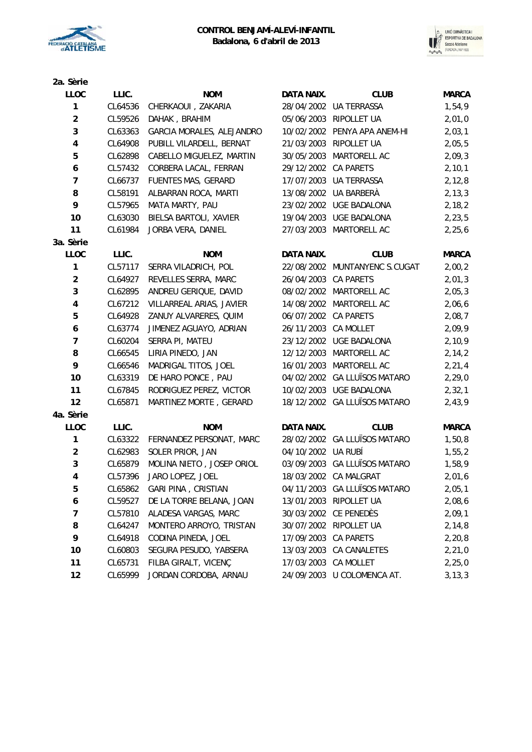**CONTROL BENJAMÍ-ALEVÍ-INFANTIL**
**Badalona, 6 d'abril de 2013**

**2a. Sèrie**

| LLOC | LLIC. | NOM | DATA NAIX. | CLUB | MARCA |
|---|---|---|---|---|---|
| 1 | CL64536 | CHERKAOUI , ZAKARIA | 28/04/2002 | UA TERRASSA | 1,54,9 |
| 2 | CL59526 | DAHAK , BRAHIM | 05/06/2003 | RIPOLLET UA | 2,01,0 |
| 3 | CL63363 | GARCIA MORALES, ALEJANDRO | 10/02/2002 | PENYA APA ANEM-HI | 2,03,1 |
| 4 | CL64908 | PUBILL VILARDELL, BERNAT | 21/03/2003 | RIPOLLET UA | 2,05,5 |
| 5 | CL62898 | CABELLO MIGUELEZ, MARTIN | 30/05/2003 | MARTORELL AC | 2,09,3 |
| 6 | CL57432 | CORBERA LACAL, FERRAN | 29/12/2002 | CA PARETS | 2,10,1 |
| 7 | CL66737 | FUENTES MAS, GERARD | 17/07/2003 | UA TERRASSA | 2,12,8 |
| 8 | CL58191 | ALBARRAN ROCA, MARTI | 13/08/2002 | UA BARBERÀ | 2,13,3 |
| 9 | CL57965 | MATA MARTY, PAU | 23/02/2002 | UGE BADALONA | 2,18,2 |
| 10 | CL63030 | BIELSA BARTOLI, XAVIER | 19/04/2003 | UGE BADALONA | 2,23,5 |
| 11 | CL61984 | JORBA VERA, DANIEL | 27/03/2003 | MARTORELL AC | 2,25,6 |

**3a. Sèrie**

| LLOC | LLIC. | NOM | DATA NAIX. | CLUB | MARCA |
|---|---|---|---|---|---|
| 1 | CL57117 | SERRA VILADRICH, POL | 22/08/2002 | MUNTANYENC S.CUGAT | 2,00,2 |
| 2 | CL64927 | REVELLES SERRA, MARC | 26/04/2003 | CA PARETS | 2,01,3 |
| 3 | CL62895 | ANDREU GERIQUE, DAVID | 08/02/2002 | MARTORELL AC | 2,05,3 |
| 4 | CL67212 | VILLARREAL ARIAS, JAVIER | 14/08/2002 | MARTORELL AC | 2,06,6 |
| 5 | CL64928 | ZANUY ALVARERES, QUIM | 06/07/2002 | CA PARETS | 2,08,7 |
| 6 | CL63774 | JIMENEZ AGUAYO, ADRIAN | 26/11/2003 | CA MOLLET | 2,09,9 |
| 7 | CL60204 | SERRA PI, MATEU | 23/12/2002 | UGE BADALONA | 2,10,9 |
| 8 | CL66545 | LIRIA PINEDO, JAN | 12/12/2003 | MARTORELL AC | 2,14,2 |
| 9 | CL66546 | MADRIGAL TITOS, JOEL | 16/01/2003 | MARTORELL AC | 2,21,4 |
| 10 | CL63319 | DE HARO PONCE , PAU | 04/02/2002 | GA LLUÏSOS MATARO | 2,29,0 |
| 11 | CL67845 | RODRIGUEZ PEREZ, VICTOR | 10/02/2003 | UGE BADALONA | 2,32,1 |
| 12 | CL65871 | MARTINEZ MORTE , GERARD | 18/12/2002 | GA LLUÏSOS MATARO | 2,43,9 |

**4a. Sèrie**

| LLOC | LLIC. | NOM | DATA NAIX. | CLUB | MARCA |
|---|---|---|---|---|---|
| 1 | CL63322 | FERNANDEZ PERSONAT, MARC | 28/02/2002 | GA LLUÏSOS MATARO | 1,50,8 |
| 2 | CL62983 | SOLER PRIOR, JAN | 04/10/2002 | UA RUBÍ | 1,55,2 |
| 3 | CL65879 | MOLINA NIETO , JOSEP ORIOL | 03/09/2003 | GA LLUÏSOS MATARO | 1,58,9 |
| 4 | CL57396 | JARO LOPEZ, JOEL | 18/03/2002 | CA MALGRAT | 2,01,6 |
| 5 | CL65862 | GARI PINA , CRISTIAN | 04/11/2003 | GA LLUÏSOS MATARO | 2,05,1 |
| 6 | CL59527 | DE LA TORRE BELANA, JOAN | 13/01/2003 | RIPOLLET UA | 2,08,6 |
| 7 | CL57810 | ALADESA VARGAS, MARC | 30/03/2002 | CE PENEDÈS | 2,09,1 |
| 8 | CL64247 | MONTERO ARROYO, TRISTAN | 30/07/2002 | RIPOLLET UA | 2,14,8 |
| 9 | CL64918 | CODINA PINEDA, JOEL | 17/09/2003 | CA PARETS | 2,20,8 |
| 10 | CL60803 | SEGURA PESUDO, YABSERA | 13/03/2003 | CA CANALETES | 2,21,0 |
| 11 | CL65731 | FILBA GIRALT, VICENÇ | 17/03/2003 | CA MOLLET | 2,25,0 |
| 12 | CL65999 | JORDAN CORDOBA, ARNAU | 24/09/2003 | U COLOMENCA AT. | 3,13,3 |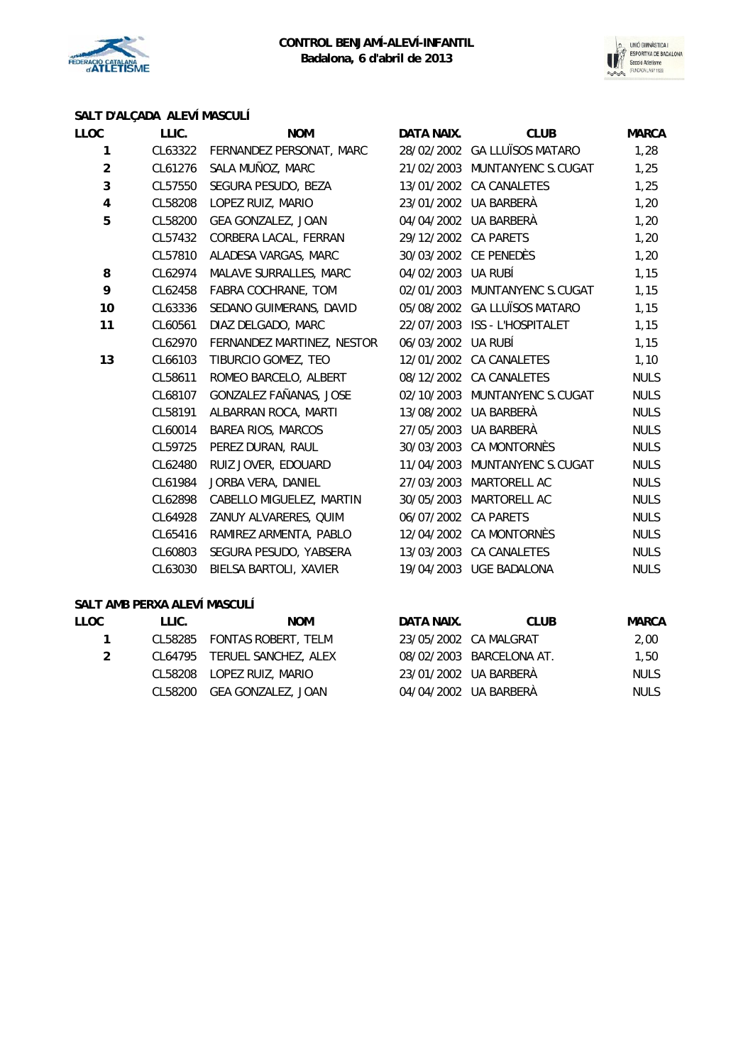**CONTROL BENJAMÍ-ALEVÍ-INFANTIL**
**Badalona, 6 d'abril de 2013**

### SALT D'ALÇADA ALEVÍ MASCULÍ

| LLOC | LLIC. | NOM | DATA NAIX. | CLUB | MARCA |
|---|---|---|---|---|---|
| 1 | CL63322 | FERNANDEZ PERSONAT, MARC | 28/02/2002 | GA LLUÏSOS MATARO | 1,28 |
| 2 | CL61276 | SALA MUÑOZ, MARC | 21/02/2003 | MUNTANYENC S.CUGAT | 1,25 |
| 3 | CL57550 | SEGURA PESUDO, BEZA | 13/01/2002 | CA CANALETES | 1,25 |
| 4 | CL58208 | LOPEZ RUIZ, MARIO | 23/01/2002 | UA BARBERÀ | 1,20 |
| 5 | CL58200 | GEA GONZALEZ, JOAN | 04/04/2002 | UA BARBERÀ | 1,20 |
| | CL57432 | CORBERA LACAL, FERRAN | 29/12/2002 | CA PARETS | 1,20 |
| | CL57810 | ALADESA VARGAS, MARC | 30/03/2002 | CE PENEDÈS | 1,20 |
| 8 | CL62974 | MALAVE SURRALLES, MARC | 04/02/2003 | UA RUBÍ | 1,15 |
| 9 | CL62458 | FABRA COCHRANE, TOM | 02/01/2003 | MUNTANYENC S.CUGAT | 1,15 |
| 10 | CL63336 | SEDANO GUIMERANS, DAVID | 05/08/2002 | GA LLUÏSOS MATARO | 1,15 |
| 11 | CL60561 | DIAZ DELGADO, MARC | 22/07/2003 | ISS - L'HOSPITALET | 1,15 |
| | CL62970 | FERNANDEZ MARTINEZ, NESTOR | 06/03/2002 | UA RUBÍ | 1,15 |
| 13 | CL66103 | TIBURCIO GOMEZ, TEO | 12/01/2002 | CA CANALETES | 1,10 |
| | CL58611 | ROMEO BARCELO, ALBERT | 08/12/2002 | CA CANALETES | NULS |
| | CL68107 | GONZALEZ FAÑANAS, JOSE | 02/10/2003 | MUNTANYENC S.CUGAT | NULS |
| | CL58191 | ALBARRAN ROCA, MARTI | 13/08/2002 | UA BARBERÀ | NULS |
| | CL60014 | BAREA RIOS, MARCOS | 27/05/2003 | UA BARBERÀ | NULS |
| | CL59725 | PEREZ DURAN, RAUL | 30/03/2003 | CA MONTORNÈS | NULS |
| | CL62480 | RUIZ JOVER, EDOUARD | 11/04/2003 | MUNTANYENC S.CUGAT | NULS |
| | CL61984 | JORBA VERA, DANIEL | 27/03/2003 | MARTORELL AC | NULS |
| | CL62898 | CABELLO MIGUELEZ, MARTIN | 30/05/2003 | MARTORELL AC | NULS |
| | CL64928 | ZANUY ALVARERES, QUIM | 06/07/2002 | CA PARETS | NULS |
| | CL65416 | RAMIREZ ARMENTA, PABLO | 12/04/2002 | CA MONTORNÈS | NULS |
| | CL60803 | SEGURA PESUDO, YABSERA | 13/03/2003 | CA CANALETES | NULS |
| | CL63030 | BIELSA BARTOLI, XAVIER | 19/04/2003 | UGE BADALONA | NULS |

### SALT AMB PERXA ALEVÍ MASCULÍ

| LLOC | LLIC. | NOM | DATA NAIX. | CLUB | MARCA |
|---|---|---|---|---|---|
| 1 | CL58285 | FONTAS ROBERT, TELM | 23/05/2002 | CA MALGRAT | 2,00 |
| 2 | CL64795 | TERUEL SANCHEZ, ALEX | 08/02/2003 | BARCELONA AT. | 1,50 |
| | CL58208 | LOPEZ RUIZ, MARIO | 23/01/2002 | UA BARBERÀ | NULS |
| | CL58200 | GEA GONZALEZ, JOAN | 04/04/2002 | UA BARBERÀ | NULS |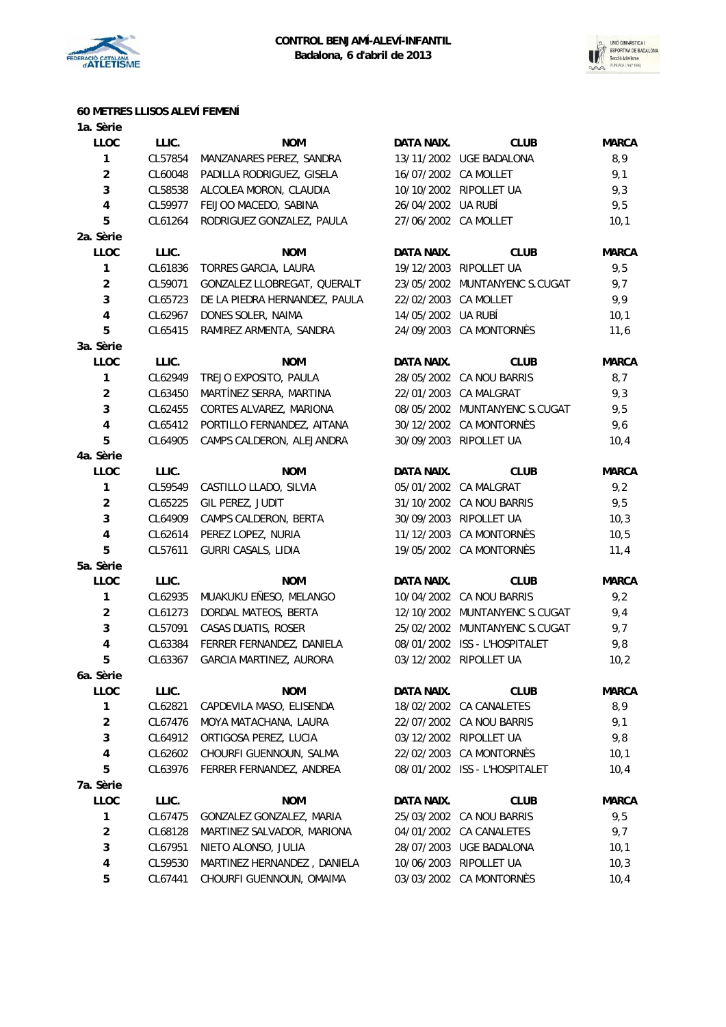**CONTROL BENJAMÍ-ALEVÍ-INFANTIL**
**Badalona, 6 d'abril de 2013**

### 60 METRES LLISOS ALEVÍ FEMENÍ

**1a. Sèrie**

| LLOC | LLIC. | NOM | DATA NAIX. | CLUB | MARCA |
|---|---|---|---|---|---|
| 1 | CL57854 | MANZANARES PEREZ, SANDRA | 13/11/2002 | UGE BADALONA | 8,9 |
| 2 | CL60048 | PADILLA RODRIGUEZ, GISELA | 16/07/2002 | CA MOLLET | 9,1 |
| 3 | CL58538 | ALCOLEA MORON, CLAUDIA | 10/10/2002 | RIPOLLET UA | 9,3 |
| 4 | CL59977 | FEIJOO MACEDO, SABINA | 26/04/2002 | UA RUBÍ | 9,5 |
| 5 | CL61264 | RODRIGUEZ GONZALEZ, PAULA | 27/06/2002 | CA MOLLET | 10,1 |

**2a. Sèrie**

| LLOC | LLIC. | NOM | DATA NAIX. | CLUB | MARCA |
|---|---|---|---|---|---|
| 1 | CL61836 | TORRES GARCIA, LAURA | 19/12/2003 | RIPOLLET UA | 9,5 |
| 2 | CL59071 | GONZALEZ LLOBREGAT, QUERALT | 23/05/2002 | MUNTANYENC S.CUGAT | 9,7 |
| 3 | CL65723 | DE LA PIEDRA HERNANDEZ, PAULA | 22/02/2003 | CA MOLLET | 9,9 |
| 4 | CL62967 | DONES SOLER, NAIMA | 14/05/2002 | UA RUBÍ | 10,1 |
| 5 | CL65415 | RAMIREZ ARMENTA, SANDRA | 24/09/2003 | CA MONTORNÈS | 11,6 |

**3a. Sèrie**

| LLOC | LLIC. | NOM | DATA NAIX. | CLUB | MARCA |
|---|---|---|---|---|---|
| 1 | CL62949 | TREJO EXPOSITO, PAULA | 28/05/2002 | CA NOU BARRIS | 8,7 |
| 2 | CL63450 | MARTÍNEZ SERRA, MARTINA | 22/01/2003 | CA MALGRAT | 9,3 |
| 3 | CL62455 | CORTES ALVAREZ, MARIONA | 08/05/2002 | MUNTANYENC S.CUGAT | 9,5 |
| 4 | CL65412 | PORTILLO FERNANDEZ, AITANA | 30/12/2002 | CA MONTORNÈS | 9,6 |
| 5 | CL64905 | CAMPS CALDERON, ALEJANDRA | 30/09/2003 | RIPOLLET UA | 10,4 |

**4a. Sèrie**

| LLOC | LLIC. | NOM | DATA NAIX. | CLUB | MARCA |
|---|---|---|---|---|---|
| 1 | CL59549 | CASTILLO LLADO, SILVIA | 05/01/2002 | CA MALGRAT | 9,2 |
| 2 | CL65225 | GIL PEREZ, JUDIT | 31/10/2002 | CA NOU BARRIS | 9,5 |
| 3 | CL64909 | CAMPS CALDERON, BERTA | 30/09/2003 | RIPOLLET UA | 10,3 |
| 4 | CL62614 | PEREZ LOPEZ, NURIA | 11/12/2003 | CA MONTORNÈS | 10,5 |
| 5 | CL57611 | GURRI CASALS, LIDIA | 19/05/2002 | CA MONTORNÈS | 11,4 |

**5a. Sèrie**

| LLOC | LLIC. | NOM | DATA NAIX. | CLUB | MARCA |
|---|---|---|---|---|---|
| 1 | CL62935 | MUAKUKU EÑESO, MELANGO | 10/04/2002 | CA NOU BARRIS | 9,2 |
| 2 | CL61273 | DORDAL MATEOS, BERTA | 12/10/2002 | MUNTANYENC S.CUGAT | 9,4 |
| 3 | CL57091 | CASAS DUATIS, ROSER | 25/02/2002 | MUNTANYENC S.CUGAT | 9,7 |
| 4 | CL63384 | FERRER FERNANDEZ, DANIELA | 08/01/2002 | ISS - L'HOSPITALET | 9,8 |
| 5 | CL63367 | GARCIA MARTINEZ, AURORA | 03/12/2002 | RIPOLLET UA | 10,2 |

**6a. Sèrie**

| LLOC | LLIC. | NOM | DATA NAIX. | CLUB | MARCA |
|---|---|---|---|---|---|
| 1 | CL62821 | CAPDEVILA MASO, ELISENDA | 18/02/2002 | CA CANALETES | 8,9 |
| 2 | CL67476 | MOYA MATACHANA, LAURA | 22/07/2002 | CA NOU BARRIS | 9,1 |
| 3 | CL64912 | ORTIGOSA PEREZ, LUCIA | 03/12/2002 | RIPOLLET UA | 9,8 |
| 4 | CL62602 | CHOURFI GUENNOUN, SALMA | 22/02/2003 | CA MONTORNÈS | 10,1 |
| 5 | CL63976 | FERRER FERNANDEZ, ANDREA | 08/01/2002 | ISS - L'HOSPITALET | 10,4 |

**7a. Sèrie**

| LLOC | LLIC. | NOM | DATA NAIX. | CLUB | MARCA |
|---|---|---|---|---|---|
| 1 | CL67475 | GONZALEZ GONZALEZ, MARIA | 25/03/2002 | CA NOU BARRIS | 9,5 |
| 2 | CL68128 | MARTINEZ SALVADOR, MARIONA | 04/01/2002 | CA CANALETES | 9,7 |
| 3 | CL67951 | NIETO ALONSO, JULIA | 28/07/2003 | UGE BADALONA | 10,1 |
| 4 | CL59530 | MARTINEZ HERNANDEZ , DANIELA | 10/06/2003 | RIPOLLET UA | 10,3 |
| 5 | CL67441 | CHOURFI GUENNOUN, OMAIMA | 03/03/2002 | CA MONTORNÈS | 10,4 |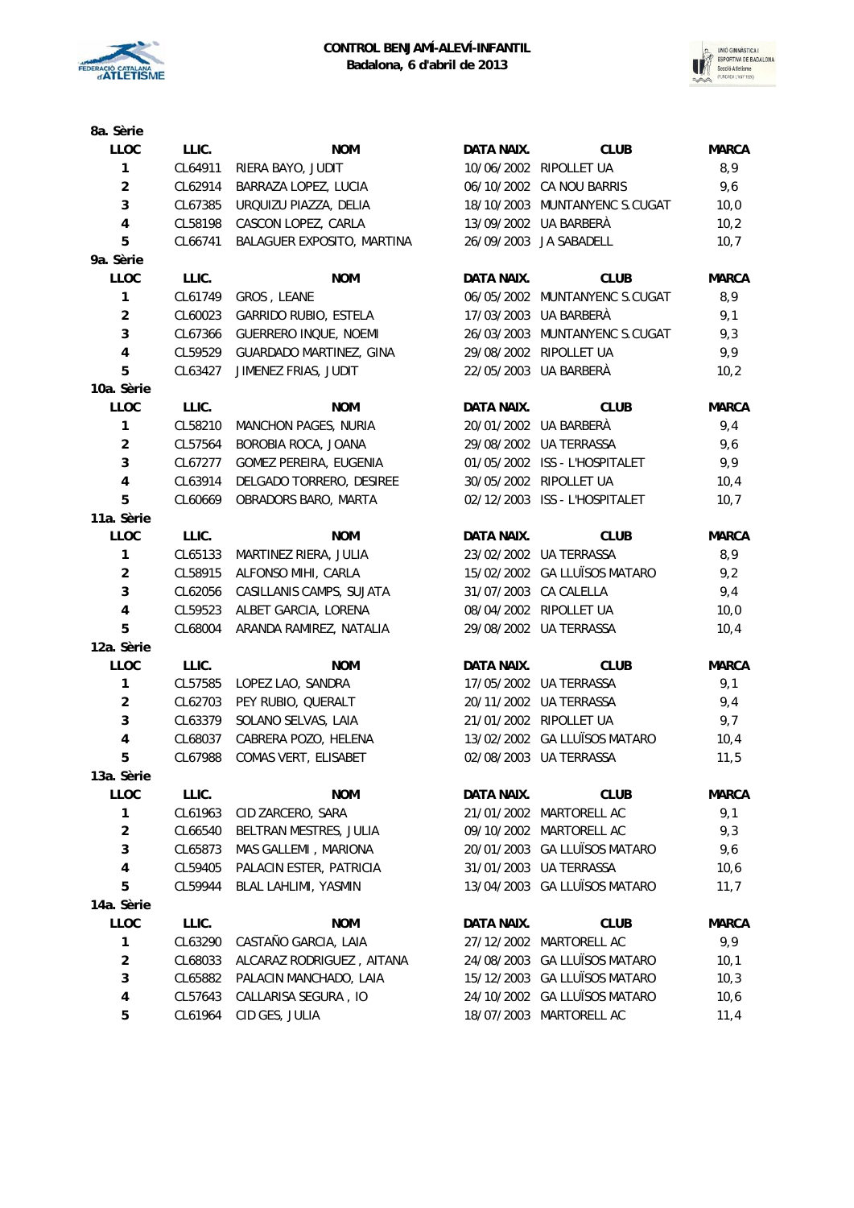**CONTROL BENJAMÍ-ALEVÍ-INFANTIL**
**Badalona, 6 d'abril de 2013**

**8a. Sèrie**

| LLOC | LLIC. | NOM | DATA NAIX. | CLUB | MARCA |
|---|---|---|---|---|---|
| 1 | CL64911 | RIERA BAYO, JUDIT | 10/06/2002 | RIPOLLET UA | 8,9 |
| 2 | CL62914 | BARRAZA LOPEZ, LUCIA | 06/10/2002 | CA NOU BARRIS | 9,6 |
| 3 | CL67385 | URQUIZU PIAZZA, DELIA | 18/10/2003 | MUNTANYENC S.CUGAT | 10,0 |
| 4 | CL58198 | CASCON LOPEZ, CARLA | 13/09/2002 | UA BARBERÀ | 10,2 |
| 5 | CL66741 | BALAGUER EXPOSITO, MARTINA | 26/09/2003 | JA SABADELL | 10,7 |

**9a. Sèrie**

| LLOC | LLIC. | NOM | DATA NAIX. | CLUB | MARCA |
|---|---|---|---|---|---|
| 1 | CL61749 | GROS , LEANE | 06/05/2002 | MUNTANYENC S.CUGAT | 8,9 |
| 2 | CL60023 | GARRIDO RUBIO, ESTELA | 17/03/2003 | UA BARBERÀ | 9,1 |
| 3 | CL67366 | GUERRERO INQUE, NOEMI | 26/03/2003 | MUNTANYENC S.CUGAT | 9,3 |
| 4 | CL59529 | GUARDADO MARTINEZ, GINA | 29/08/2002 | RIPOLLET UA | 9,9 |
| 5 | CL63427 | JIMENEZ FRIAS, JUDIT | 22/05/2003 | UA BARBERÀ | 10,2 |

**10a. Sèrie**

| LLOC | LLIC. | NOM | DATA NAIX. | CLUB | MARCA |
|---|---|---|---|---|---|
| 1 | CL58210 | MANCHON PAGES, NURIA | 20/01/2002 | UA BARBERÀ | 9,4 |
| 2 | CL57564 | BOROBIA ROCA, JOANA | 29/08/2002 | UA TERRASSA | 9,6 |
| 3 | CL67277 | GOMEZ PEREIRA, EUGENIA | 01/05/2002 | ISS - L'HOSPITALET | 9,9 |
| 4 | CL63914 | DELGADO TORRERO, DESIREE | 30/05/2002 | RIPOLLET UA | 10,4 |
| 5 | CL60669 | OBRADORS BARO, MARTA | 02/12/2003 | ISS - L'HOSPITALET | 10,7 |

**11a. Sèrie**

| LLOC | LLIC. | NOM | DATA NAIX. | CLUB | MARCA |
|---|---|---|---|---|---|
| 1 | CL65133 | MARTINEZ RIERA, JULIA | 23/02/2002 | UA TERRASSA | 8,9 |
| 2 | CL58915 | ALFONSO MIHI, CARLA | 15/02/2002 | GA LLUÏSOS MATARO | 9,2 |
| 3 | CL62056 | CASILLANIS CAMPS, SUJATA | 31/07/2003 | CA CALELLA | 9,4 |
| 4 | CL59523 | ALBET GARCIA, LORENA | 08/04/2002 | RIPOLLET UA | 10,0 |
| 5 | CL68004 | ARANDA RAMIREZ, NATALIA | 29/08/2002 | UA TERRASSA | 10,4 |

**12a. Sèrie**

| LLOC | LLIC. | NOM | DATA NAIX. | CLUB | MARCA |
|---|---|---|---|---|---|
| 1 | CL57585 | LOPEZ LAO, SANDRA | 17/05/2002 | UA TERRASSA | 9,1 |
| 2 | CL62703 | PEY RUBIO, QUERALT | 20/11/2002 | UA TERRASSA | 9,4 |
| 3 | CL63379 | SOLANO SELVAS, LAIA | 21/01/2002 | RIPOLLET UA | 9,7 |
| 4 | CL68037 | CABRERA POZO, HELENA | 13/02/2002 | GA LLUÏSOS MATARO | 10,4 |
| 5 | CL67988 | COMAS VERT, ELISABET | 02/08/2003 | UA TERRASSA | 11,5 |

**13a. Sèrie**

| LLOC | LLIC. | NOM | DATA NAIX. | CLUB | MARCA |
|---|---|---|---|---|---|
| 1 | CL61963 | CID ZARCERO, SARA | 21/01/2002 | MARTORELL AC | 9,1 |
| 2 | CL66540 | BELTRAN MESTRES, JULIA | 09/10/2002 | MARTORELL AC | 9,3 |
| 3 | CL65873 | MAS GALLEMI , MARIONA | 20/01/2003 | GA LLUÏSOS MATARO | 9,6 |
| 4 | CL59405 | PALACIN ESTER, PATRICIA | 31/01/2003 | UA TERRASSA | 10,6 |
| 5 | CL59944 | BLAL LAHLIMI, YASMIN | 13/04/2003 | GA LLUÏSOS MATARO | 11,7 |

**14a. Sèrie**

| LLOC | LLIC. | NOM | DATA NAIX. | CLUB | MARCA |
|---|---|---|---|---|---|
| 1 | CL63290 | CASTAÑO GARCIA, LAIA | 27/12/2002 | MARTORELL AC | 9,9 |
| 2 | CL68033 | ALCARAZ RODRIGUEZ , AITANA | 24/08/2003 | GA LLUÏSOS MATARO | 10,1 |
| 3 | CL65882 | PALACIN MANCHADO, LAIA | 15/12/2003 | GA LLUÏSOS MATARO | 10,3 |
| 4 | CL57643 | CALLARISA SEGURA , IO | 24/10/2002 | GA LLUÏSOS MATARO | 10,6 |
| 5 | CL61964 | CID GES, JULIA | 18/07/2003 | MARTORELL AC | 11,4 |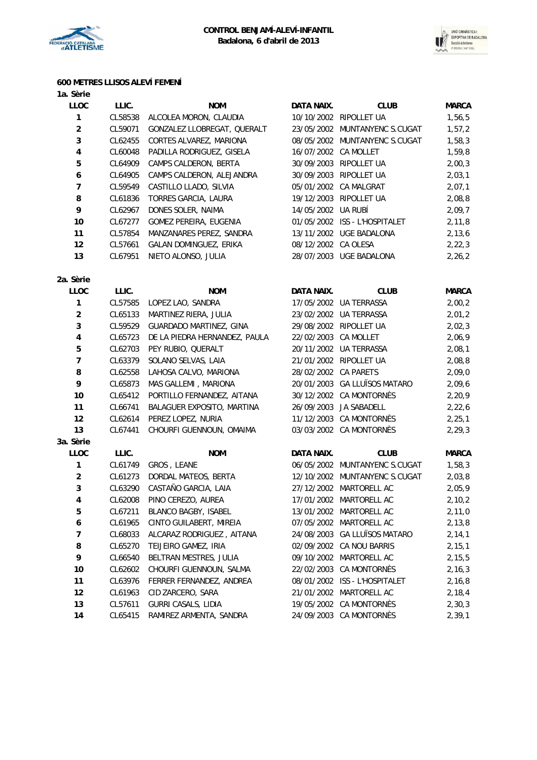**CONTROL BENJAMÍ-ALEVÍ-INFANTIL**
**Badalona, 6 d'abril de 2013**

### 600 METRES LLISOS ALEVÍ FEMENÍ

**1a. Sèrie**

| LLOC | LLIC. | NOM | DATA NAIX. | CLUB | MARCA |
|---|---|---|---|---|---|
| 1 | CL58538 | ALCOLEA MORON, CLAUDIA | 10/10/2002 | RIPOLLET UA | 1,56,5 |
| 2 | CL59071 | GONZALEZ LLOBREGAT, QUERALT | 23/05/2002 | MUNTANYENC S.CUGAT | 1,57,2 |
| 3 | CL62455 | CORTES ALVAREZ, MARIONA | 08/05/2002 | MUNTANYENC S.CUGAT | 1,58,3 |
| 4 | CL60048 | PADILLA RODRIGUEZ, GISELA | 16/07/2002 | CA MOLLET | 1,59,8 |
| 5 | CL64909 | CAMPS CALDERON, BERTA | 30/09/2003 | RIPOLLET UA | 2,00,3 |
| 6 | CL64905 | CAMPS CALDERON, ALEJANDRA | 30/09/2003 | RIPOLLET UA | 2,03,1 |
| 7 | CL59549 | CASTILLO LLADO, SILVIA | 05/01/2002 | CA MALGRAT | 2,07,1 |
| 8 | CL61836 | TORRES GARCIA, LAURA | 19/12/2003 | RIPOLLET UA | 2,08,8 |
| 9 | CL62967 | DONES SOLER, NAIMA | 14/05/2002 | UA RUBÍ | 2,09,7 |
| 10 | CL67277 | GOMEZ PEREIRA, EUGENIA | 01/05/2002 | ISS - L'HOSPITALET | 2,11,8 |
| 11 | CL57854 | MANZANARES PEREZ, SANDRA | 13/11/2002 | UGE BADALONA | 2,13,6 |
| 12 | CL57661 | GALAN DOMINGUEZ, ERIKA | 08/12/2002 | CA OLESA | 2,22,3 |
| 13 | CL67951 | NIETO ALONSO, JULIA | 28/07/2003 | UGE BADALONA | 2,26,2 |

**2a. Sèrie**

| LLOC | LLIC. | NOM | DATA NAIX. | CLUB | MARCA |
|---|---|---|---|---|---|
| 1 | CL57585 | LOPEZ LAO, SANDRA | 17/05/2002 | UA TERRASSA | 2,00,2 |
| 2 | CL65133 | MARTINEZ RIERA, JULIA | 23/02/2002 | UA TERRASSA | 2,01,2 |
| 3 | CL59529 | GUARDADO MARTINEZ, GINA | 29/08/2002 | RIPOLLET UA | 2,02,3 |
| 4 | CL65723 | DE LA PIEDRA HERNANDEZ, PAULA | 22/02/2003 | CA MOLLET | 2,06,9 |
| 5 | CL62703 | PEY RUBIO, QUERALT | 20/11/2002 | UA TERRASSA | 2,08,1 |
| 7 | CL63379 | SOLANO SELVAS, LAIA | 21/01/2002 | RIPOLLET UA | 2,08,8 |
| 8 | CL62558 | LAHOSA CALVO, MARIONA | 28/02/2002 | CA PARETS | 2,09,0 |
| 9 | CL65873 | MAS GALLEMI , MARIONA | 20/01/2003 | GA LLUÏSOS MATARO | 2,09,6 |
| 10 | CL65412 | PORTILLO FERNANDEZ, AITANA | 30/12/2002 | CA MONTORNÈS | 2,20,9 |
| 11 | CL66741 | BALAGUER EXPOSITO, MARTINA | 26/09/2003 | JA SABADELL | 2,22,6 |
| 12 | CL62614 | PEREZ LOPEZ, NURIA | 11/12/2003 | CA MONTORNÈS | 2,25,1 |
| 13 | CL67441 | CHOURFI GUENNOUN, OMAIMA | 03/03/2002 | CA MONTORNÈS | 2,29,3 |

**3a. Sèrie**

| LLOC | LLIC. | NOM | DATA NAIX. | CLUB | MARCA |
|---|---|---|---|---|---|
| 1 | CL61749 | GROS , LEANE | 06/05/2002 | MUNTANYENC S.CUGAT | 1,58,3 |
| 2 | CL61273 | DORDAL MATEOS, BERTA | 12/10/2002 | MUNTANYENC S.CUGAT | 2,03,8 |
| 3 | CL63290 | CASTAÑO GARCIA, LAIA | 27/12/2002 | MARTORELL AC | 2,05,9 |
| 4 | CL62008 | PINO CEREZO, AUREA | 17/01/2002 | MARTORELL AC | 2,10,2 |
| 5 | CL67211 | BLANCO BAGBY, ISABEL | 13/01/2002 | MARTORELL AC | 2,11,0 |
| 6 | CL61965 | CINTO GUILABERT, MIREIA | 07/05/2002 | MARTORELL AC | 2,13,8 |
| 7 | CL68033 | ALCARAZ RODRIGUEZ , AITANA | 24/08/2003 | GA LLUÏSOS MATARO | 2,14,1 |
| 8 | CL65270 | TEIJEIRO GAMEZ, IRIA | 02/09/2002 | CA NOU BARRIS | 2,15,1 |
| 9 | CL66540 | BELTRAN MESTRES, JULIA | 09/10/2002 | MARTORELL AC | 2,15,5 |
| 10 | CL62602 | CHOURFI GUENNOUN, SALMA | 22/02/2003 | CA MONTORNÈS | 2,16,3 |
| 11 | CL63976 | FERRER FERNANDEZ, ANDREA | 08/01/2002 | ISS - L'HOSPITALET | 2,16,8 |
| 12 | CL61963 | CID ZARCERO, SARA | 21/01/2002 | MARTORELL AC | 2,18,4 |
| 13 | CL57611 | GURRI CASALS, LIDIA | 19/05/2002 | CA MONTORNÈS | 2,30,3 |
| 14 | CL65415 | RAMIREZ ARMENTA, SANDRA | 24/09/2003 | CA MONTORNÈS | 2,39,1 |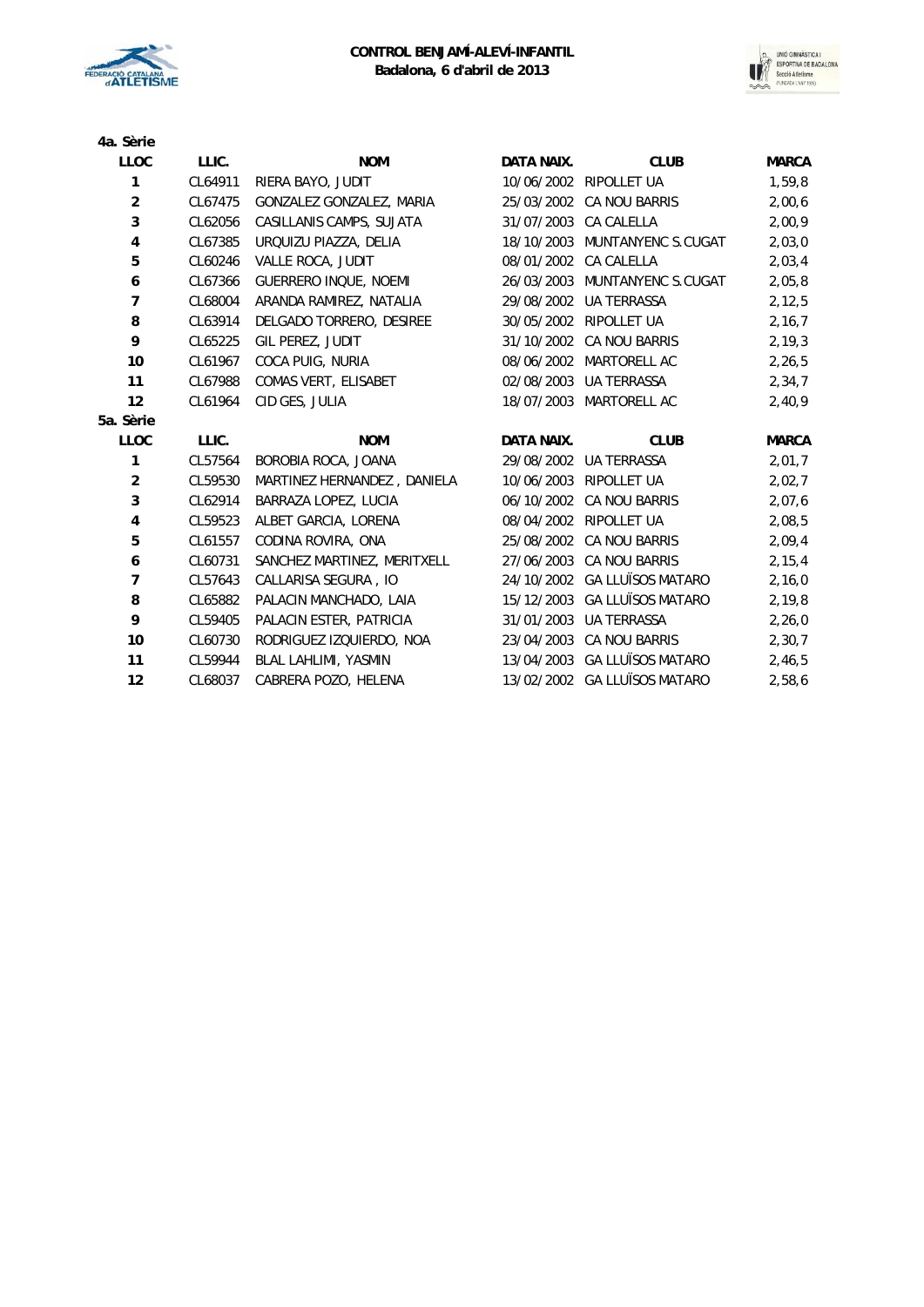**CONTROL BENJAMÍ-ALEVÍ-INFANTIL**
**Badalona, 6 d'abril de 2013**

**4a. Sèrie**

| LLOC | LLIC. | NOM | DATA NAIX. | CLUB | MARCA |
|---|---|---|---|---|---|
| 1 | CL64911 | RIERA BAYO, JUDIT | 10/06/2002 | RIPOLLET UA | 1,59,8 |
| 2 | CL67475 | GONZALEZ GONZALEZ, MARIA | 25/03/2002 | CA NOU BARRIS | 2,00,6 |
| 3 | CL62056 | CASILLANIS CAMPS, SUJATA | 31/07/2003 | CA CALELLA | 2,00,9 |
| 4 | CL67385 | URQUIZU PIAZZA, DELIA | 18/10/2003 | MUNTANYENC S.CUGAT | 2,03,0 |
| 5 | CL60246 | VALLE ROCA, JUDIT | 08/01/2002 | CA CALELLA | 2,03,4 |
| 6 | CL67366 | GUERRERO INQUE, NOEMI | 26/03/2003 | MUNTANYENC S.CUGAT | 2,05,8 |
| 7 | CL68004 | ARANDA RAMIREZ, NATALIA | 29/08/2002 | UA TERRASSA | 2,12,5 |
| 8 | CL63914 | DELGADO TORRERO, DESIREE | 30/05/2002 | RIPOLLET UA | 2,16,7 |
| 9 | CL65225 | GIL PEREZ, JUDIT | 31/10/2002 | CA NOU BARRIS | 2,19,3 |
| 10 | CL61967 | COCA PUIG, NURIA | 08/06/2002 | MARTORELL AC | 2,26,5 |
| 11 | CL67988 | COMAS VERT, ELISABET | 02/08/2003 | UA TERRASSA | 2,34,7 |
| 12 | CL61964 | CID GES, JULIA | 18/07/2003 | MARTORELL AC | 2,40,9 |

**5a. Sèrie**

| LLOC | LLIC. | NOM | DATA NAIX. | CLUB | MARCA |
|---|---|---|---|---|---|
| 1 | CL57564 | BOROBIA ROCA, JOANA | 29/08/2002 | UA TERRASSA | 2,01,7 |
| 2 | CL59530 | MARTINEZ HERNANDEZ , DANIELA | 10/06/2003 | RIPOLLET UA | 2,02,7 |
| 3 | CL62914 | BARRAZA LOPEZ, LUCIA | 06/10/2002 | CA NOU BARRIS | 2,07,6 |
| 4 | CL59523 | ALBET GARCIA, LORENA | 08/04/2002 | RIPOLLET UA | 2,08,5 |
| 5 | CL61557 | CODINA ROVIRA, ONA | 25/08/2002 | CA NOU BARRIS | 2,09,4 |
| 6 | CL60731 | SANCHEZ MARTINEZ, MERITXELL | 27/06/2003 | CA NOU BARRIS | 2,15,4 |
| 7 | CL57643 | CALLARISA SEGURA , IO | 24/10/2002 | GA LLUÏSOS MATARO | 2,16,0 |
| 8 | CL65882 | PALACIN MANCHADO, LAIA | 15/12/2003 | GA LLUÏSOS MATARO | 2,19,8 |
| 9 | CL59405 | PALACIN ESTER, PATRICIA | 31/01/2003 | UA TERRASSA | 2,26,0 |
| 10 | CL60730 | RODRIGUEZ IZQUIERDO, NOA | 23/04/2003 | CA NOU BARRIS | 2,30,7 |
| 11 | CL59944 | BLAL LAHLIMI, YASMIN | 13/04/2003 | GA LLUÏSOS MATARO | 2,46,5 |
| 12 | CL68037 | CABRERA POZO, HELENA | 13/02/2002 | GA LLUÏSOS MATARO | 2,58,6 |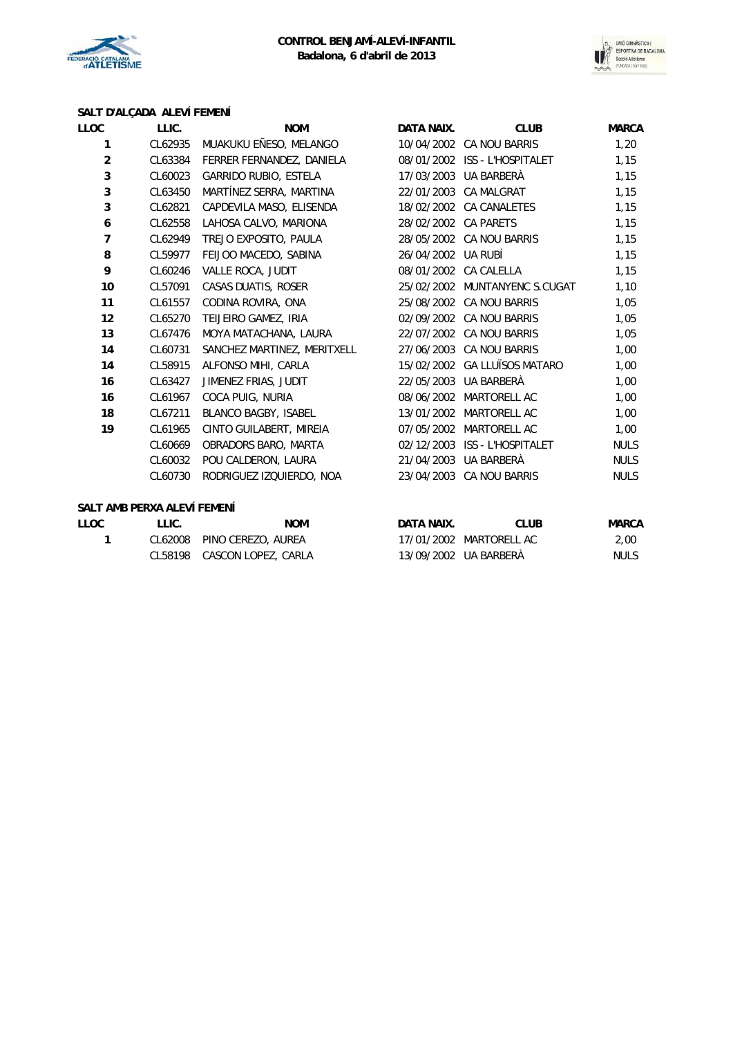**CONTROL BENJAMÍ-ALEVÍ-INFANTIL**
**Badalona, 6 d'abril de 2013**

### SALT D'ALÇADA ALEVÍ FEMENÍ

| LLOC | LLIC. | NOM | DATA NAIX. | CLUB | MARCA |
|---|---|---|---|---|---|
| 1 | CL62935 | MUAKUKU EÑESO, MELANGO | 10/04/2002 | CA NOU BARRIS | 1,20 |
| 2 | CL63384 | FERRER FERNANDEZ, DANIELA | 08/01/2002 | ISS - L'HOSPITALET | 1,15 |
| 3 | CL60023 | GARRIDO RUBIO, ESTELA | 17/03/2003 | UA BARBERÀ | 1,15 |
| 3 | CL63450 | MARTÍNEZ SERRA, MARTINA | 22/01/2003 | CA MALGRAT | 1,15 |
| 3 | CL62821 | CAPDEVILA MASO, ELISENDA | 18/02/2002 | CA CANALETES | 1,15 |
| 6 | CL62558 | LAHOSA CALVO, MARIONA | 28/02/2002 | CA PARETS | 1,15 |
| 7 | CL62949 | TREJO EXPOSITO, PAULA | 28/05/2002 | CA NOU BARRIS | 1,15 |
| 8 | CL59977 | FEIJOO MACEDO, SABINA | 26/04/2002 | UA RUBÍ | 1,15 |
| 9 | CL60246 | VALLE ROCA, JUDIT | 08/01/2002 | CA CALELLA | 1,15 |
| 10 | CL57091 | CASAS DUATIS, ROSER | 25/02/2002 | MUNTANYENC S.CUGAT | 1,10 |
| 11 | CL61557 | CODINA ROVIRA, ONA | 25/08/2002 | CA NOU BARRIS | 1,05 |
| 12 | CL65270 | TEIJEIRO GAMEZ, IRIA | 02/09/2002 | CA NOU BARRIS | 1,05 |
| 13 | CL67476 | MOYA MATACHANA, LAURA | 22/07/2002 | CA NOU BARRIS | 1,05 |
| 14 | CL60731 | SANCHEZ MARTINEZ, MERITXELL | 27/06/2003 | CA NOU BARRIS | 1,00 |
| 14 | CL58915 | ALFONSO MIHI, CARLA | 15/02/2002 | GA LLUÏSOS MATARO | 1,00 |
| 16 | CL63427 | JIMENEZ FRIAS, JUDIT | 22/05/2003 | UA BARBERÀ | 1,00 |
| 16 | CL61967 | COCA PUIG, NURIA | 08/06/2002 | MARTORELL AC | 1,00 |
| 18 | CL67211 | BLANCO BAGBY, ISABEL | 13/01/2002 | MARTORELL AC | 1,00 |
| 19 | CL61965 | CINTO GUILABERT, MIREIA | 07/05/2002 | MARTORELL AC | 1,00 |
| | CL60669 | OBRADORS BARO, MARTA | 02/12/2003 | ISS - L'HOSPITALET | NULS |
| | CL60032 | POU CALDERON, LAURA | 21/04/2003 | UA BARBERÀ | NULS |
| | CL60730 | RODRIGUEZ IZQUIERDO, NOA | 23/04/2003 | CA NOU BARRIS | NULS |

### SALT AMB PERXA ALEVÍ FEMENÍ

| LLOC | LLIC. | NOM | DATA NAIX. | CLUB | MARCA |
|---|---|---|---|---|---|
| 1 | CL62008 | PINO CEREZO, AUREA | 17/01/2002 | MARTORELL AC | 2,00 |
| | CL58198 | CASCON LOPEZ, CARLA | 13/09/2002 | UA BARBERÀ | NULS |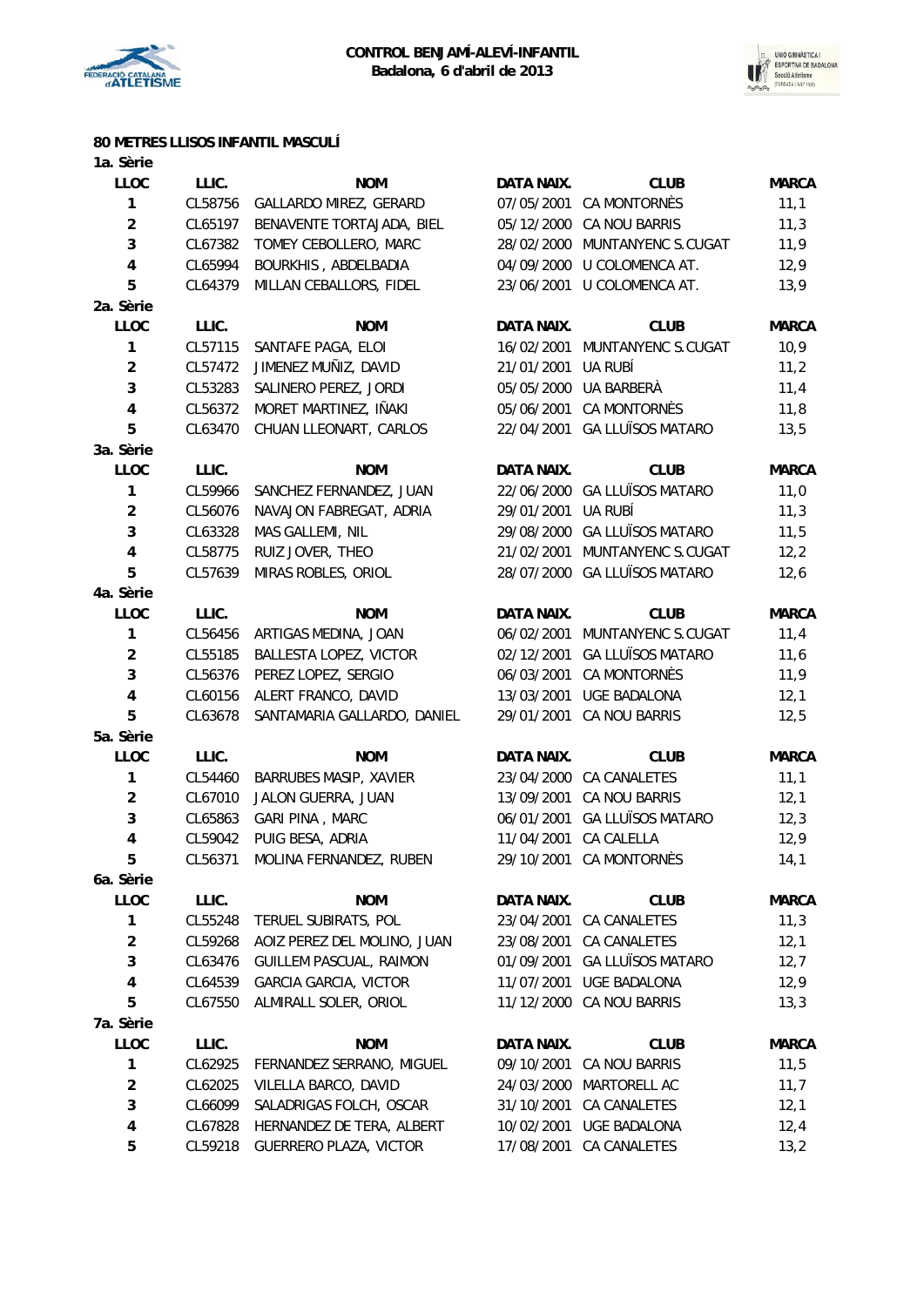# CONTROL BENJAMÍ-ALEVÍ-INFANTIL
**Badalona, 6 d'abril de 2013**

## 80 METRES LLISOS INFANTIL MASCULÍ

### 1a. Sèrie

| LLOC | LLIC. | NOM | DATA NAIX. | CLUB | MARCA |
|---|---|---|---|---|---|
| 1 | CL58756 | GALLARDO MIREZ, GERARD | 07/05/2001 | CA MONTORNÈS | 11,1 |
| 2 | CL65197 | BENAVENTE TORTAJADA, BIEL | 05/12/2000 | CA NOU BARRIS | 11,3 |
| 3 | CL67382 | TOMEY CEBOLLERO, MARC | 28/02/2000 | MUNTANYENC S.CUGAT | 11,9 |
| 4 | CL65994 | BOURKHIS , ABDELBADIA | 04/09/2000 | U COLOMENCA AT. | 12,9 |
| 5 | CL64379 | MILLAN CEBALLORS, FIDEL | 23/06/2001 | U COLOMENCA AT. | 13,9 |

### 2a. Sèrie

| LLOC | LLIC. | NOM | DATA NAIX. | CLUB | MARCA |
|---|---|---|---|---|---|
| 1 | CL57115 | SANTAFE PAGA, ELOI | 16/02/2001 | MUNTANYENC S.CUGAT | 10,9 |
| 2 | CL57472 | JIMENEZ MUÑIZ, DAVID | 21/01/2001 | UA RUBÍ | 11,2 |
| 3 | CL53283 | SALINERO PEREZ, JORDI | 05/05/2000 | UA BARBERÀ | 11,4 |
| 4 | CL56372 | MORET MARTINEZ, IÑAKI | 05/06/2001 | CA MONTORNÈS | 11,8 |
| 5 | CL63470 | CHUAN LLEONART, CARLOS | 22/04/2001 | GA LLUÏSOS MATARO | 13,5 |

### 3a. Sèrie

| LLOC | LLIC. | NOM | DATA NAIX. | CLUB | MARCA |
|---|---|---|---|---|---|
| 1 | CL59966 | SANCHEZ FERNANDEZ, JUAN | 22/06/2000 | GA LLUÏSOS MATARO | 11,0 |
| 2 | CL56076 | NAVAJON FABREGAT, ADRIA | 29/01/2001 | UA RUBÍ | 11,3 |
| 3 | CL63328 | MAS GALLEMI, NIL | 29/08/2000 | GA LLUÏSOS MATARO | 11,5 |
| 4 | CL58775 | RUIZ JOVER, THEO | 21/02/2001 | MUNTANYENC S.CUGAT | 12,2 |
| 5 | CL57639 | MIRAS ROBLES, ORIOL | 28/07/2000 | GA LLUÏSOS MATARO | 12,6 |

### 4a. Sèrie

| LLOC | LLIC. | NOM | DATA NAIX. | CLUB | MARCA |
|---|---|---|---|---|---|
| 1 | CL56456 | ARTIGAS MEDINA, JOAN | 06/02/2001 | MUNTANYENC S.CUGAT | 11,4 |
| 2 | CL55185 | BALLESTA LOPEZ, VICTOR | 02/12/2001 | GA LLUÏSOS MATARO | 11,6 |
| 3 | CL56376 | PEREZ LOPEZ, SERGIO | 06/03/2001 | CA MONTORNÈS | 11,9 |
| 4 | CL60156 | ALERT FRANCO, DAVID | 13/03/2001 | UGE BADALONA | 12,1 |
| 5 | CL63678 | SANTAMARIA GALLARDO, DANIEL | 29/01/2001 | CA NOU BARRIS | 12,5 |

### 5a. Sèrie

| LLOC | LLIC. | NOM | DATA NAIX. | CLUB | MARCA |
|---|---|---|---|---|---|
| 1 | CL54460 | BARRUBES MASIP, XAVIER | 23/04/2000 | CA CANALETES | 11,1 |
| 2 | CL67010 | JALON GUERRA, JUAN | 13/09/2001 | CA NOU BARRIS | 12,1 |
| 3 | CL65863 | GARI PINA , MARC | 06/01/2001 | GA LLUÏSOS MATARO | 12,3 |
| 4 | CL59042 | PUIG BESA, ADRIA | 11/04/2001 | CA CALELLA | 12,9 |
| 5 | CL56371 | MOLINA FERNANDEZ, RUBEN | 29/10/2001 | CA MONTORNÈS | 14,1 |

### 6a. Sèrie

| LLOC | LLIC. | NOM | DATA NAIX. | CLUB | MARCA |
|---|---|---|---|---|---|
| 1 | CL55248 | TERUEL SUBIRATS, POL | 23/04/2001 | CA CANALETES | 11,3 |
| 2 | CL59268 | AOIZ PEREZ DEL MOLINO, JUAN | 23/08/2001 | CA CANALETES | 12,1 |
| 3 | CL63476 | GUILLEM PASCUAL, RAIMON | 01/09/2001 | GA LLUÏSOS MATARO | 12,7 |
| 4 | CL64539 | GARCIA GARCIA, VICTOR | 11/07/2001 | UGE BADALONA | 12,9 |
| 5 | CL67550 | ALMIRALL SOLER, ORIOL | 11/12/2000 | CA NOU BARRIS | 13,3 |

### 7a. Sèrie

| LLOC | LLIC. | NOM | DATA NAIX. | CLUB | MARCA |
|---|---|---|---|---|---|
| 1 | CL62925 | FERNANDEZ SERRANO, MIGUEL | 09/10/2001 | CA NOU BARRIS | 11,5 |
| 2 | CL62025 | VILELLA BARCO, DAVID | 24/03/2000 | MARTORELL AC | 11,7 |
| 3 | CL66099 | SALADRIGAS FOLCH, OSCAR | 31/10/2001 | CA CANALETES | 12,1 |
| 4 | CL67828 | HERNANDEZ DE TERA, ALBERT | 10/02/2001 | UGE BADALONA | 12,4 |
| 5 | CL59218 | GUERRERO PLAZA, VICTOR | 17/08/2001 | CA CANALETES | 13,2 |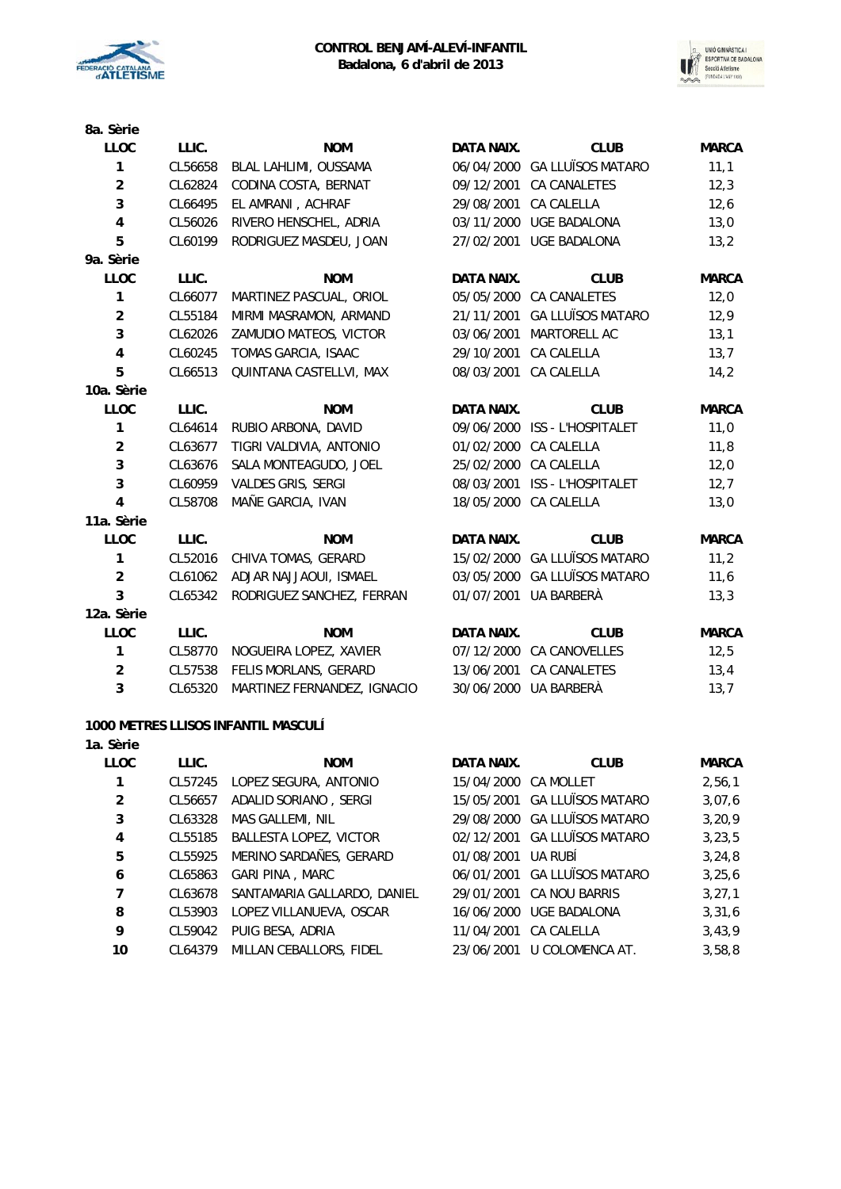**CONTROL BENJAMÍ-ALEVÍ-INFANTIL**
**Badalona, 6 d'abril de 2013**

**8a. Sèrie**

| LLOC | LLIC. | NOM | DATA NAIX. | CLUB | MARCA |
|---|---|---|---|---|---|
| 1 | CL56658 | BLAL LAHLIMI, OUSSAMA | 06/04/2000 | GA LLUÏSOS MATARO | 11,1 |
| 2 | CL62824 | CODINA COSTA, BERNAT | 09/12/2001 | CA CANALETES | 12,3 |
| 3 | CL66495 | EL AMRANI , ACHRAF | 29/08/2001 | CA CALELLA | 12,6 |
| 4 | CL56026 | RIVERO HENSCHEL, ADRIA | 03/11/2000 | UGE BADALONA | 13,0 |
| 5 | CL60199 | RODRIGUEZ MASDEU, JOAN | 27/02/2001 | UGE BADALONA | 13,2 |

**9a. Sèrie**

| LLOC | LLIC. | NOM | DATA NAIX. | CLUB | MARCA |
|---|---|---|---|---|---|
| 1 | CL66077 | MARTINEZ PASCUAL, ORIOL | 05/05/2000 | CA CANALETES | 12,0 |
| 2 | CL55184 | MIRMI MASRAMON, ARMAND | 21/11/2001 | GA LLUÏSOS MATARO | 12,9 |
| 3 | CL62026 | ZAMUDIO MATEOS, VICTOR | 03/06/2001 | MARTORELL AC | 13,1 |
| 4 | CL60245 | TOMAS GARCIA, ISAAC | 29/10/2001 | CA CALELLA | 13,7 |
| 5 | CL66513 | QUINTANA CASTELLVI, MAX | 08/03/2001 | CA CALELLA | 14,2 |

**10a. Sèrie**

| LLOC | LLIC. | NOM | DATA NAIX. | CLUB | MARCA |
|---|---|---|---|---|---|
| 1 | CL64614 | RUBIO ARBONA, DAVID | 09/06/2000 | ISS - L'HOSPITALET | 11,0 |
| 2 | CL63677 | TIGRI VALDIVIA, ANTONIO | 01/02/2000 | CA CALELLA | 11,8 |
| 3 | CL63676 | SALA MONTEAGUDO, JOEL | 25/02/2000 | CA CALELLA | 12,0 |
| 3 | CL60959 | VALDES GRIS, SERGI | 08/03/2001 | ISS - L'HOSPITALET | 12,7 |
| 4 | CL58708 | MAÑE GARCIA, IVAN | 18/05/2000 | CA CALELLA | 13,0 |

**11a. Sèrie**

| LLOC | LLIC. | NOM | DATA NAIX. | CLUB | MARCA |
|---|---|---|---|---|---|
| 1 | CL52016 | CHIVA TOMAS, GERARD | 15/02/2000 | GA LLUÏSOS MATARO | 11,2 |
| 2 | CL61062 | ADJAR NAJJAOUI, ISMAEL | 03/05/2000 | GA LLUÏSOS MATARO | 11,6 |
| 3 | CL65342 | RODRIGUEZ SANCHEZ, FERRAN | 01/07/2001 | UA BARBERÀ | 13,3 |

**12a. Sèrie**

| LLOC | LLIC. | NOM | DATA NAIX. | CLUB | MARCA |
|---|---|---|---|---|---|
| 1 | CL58770 | NOGUEIRA LOPEZ, XAVIER | 07/12/2000 | CA CANOVELLES | 12,5 |
| 2 | CL57538 | FELIS MORLANS, GERARD | 13/06/2001 | CA CANALETES | 13,4 |
| 3 | CL65320 | MARTINEZ FERNANDEZ, IGNACIO | 30/06/2000 | UA BARBERÀ | 13,7 |

**1000 METRES LLISOS INFANTIL MASCULÍ**

**1a. Sèrie**

| LLOC | LLIC. | NOM | DATA NAIX. | CLUB | MARCA |
|---|---|---|---|---|---|
| 1 | CL57245 | LOPEZ SEGURA, ANTONIO | 15/04/2000 | CA MOLLET | 2,56,1 |
| 2 | CL56657 | ADALID SORIANO , SERGI | 15/05/2001 | GA LLUÏSOS MATARO | 3,07,6 |
| 3 | CL63328 | MAS GALLEMI, NIL | 29/08/2000 | GA LLUÏSOS MATARO | 3,20,9 |
| 4 | CL55185 | BALLESTA LOPEZ, VICTOR | 02/12/2001 | GA LLUÏSOS MATARO | 3,23,5 |
| 5 | CL55925 | MERINO SARDAÑES, GERARD | 01/08/2001 | UA RUBÍ | 3,24,8 |
| 6 | CL65863 | GARI PINA , MARC | 06/01/2001 | GA LLUÏSOS MATARO | 3,25,6 |
| 7 | CL63678 | SANTAMARIA GALLARDO, DANIEL | 29/01/2001 | CA NOU BARRIS | 3,27,1 |
| 8 | CL53903 | LOPEZ VILLANUEVA, OSCAR | 16/06/2000 | UGE BADALONA | 3,31,6 |
| 9 | CL59042 | PUIG BESA, ADRIA | 11/04/2001 | CA CALELLA | 3,43,9 |
| 10 | CL64379 | MILLAN CEBALLORS, FIDEL | 23/06/2001 | U COLOMENCA AT. | 3,58,8 |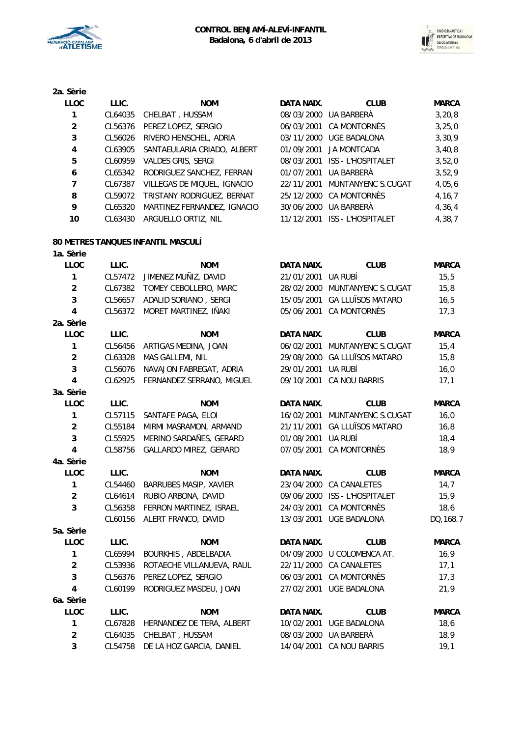**2a. Sèrie**

| LLOC | LLIC. | NOM | DATA NAIX. | CLUB | MARCA |
|---|---|---|---|---|---|
| 1 | CL64035 | CHELBAT , HUSSAM | 08/03/2000 | UA BARBERÀ | 3,20,8 |
| 2 | CL56376 | PEREZ LOPEZ, SERGIO | 06/03/2001 | CA MONTORNÈS | 3,25,0 |
| 3 | CL56026 | RIVERO HENSCHEL, ADRIA | 03/11/2000 | UGE BADALONA | 3,30,9 |
| 4 | CL63905 | SANTAEULARIA CRIADO, ALBERT | 01/09/2001 | JA MONTCADA | 3,40,8 |
| 5 | CL60959 | VALDES GRIS, SERGI | 08/03/2001 | ISS - L'HOSPITALET | 3,52,0 |
| 6 | CL65342 | RODRIGUEZ SANCHEZ, FERRAN | 01/07/2001 | UA BARBERÀ | 3,52,9 |
| 7 | CL67387 | VILLEGAS DE MIQUEL, IGNACIO | 22/11/2001 | MUNTANYENC S.CUGAT | 4,05,6 |
| 8 | CL59072 | TRISTANY RODRIGUEZ, BERNAT | 25/12/2000 | CA MONTORNÈS | 4,16,7 |
| 9 | CL65320 | MARTINEZ FERNANDEZ, IGNACIO | 30/06/2000 | UA BARBERÀ | 4,36,4 |
| 10 | CL63430 | ARGUELLO ORTIZ, NIL | 11/12/2001 | ISS - L'HOSPITALET | 4,38,7 |

**80 METRES TANQUES INFANTIL MASCULÍ**

**1a. Sèrie**

| LLOC | LLIC. | NOM | DATA NAIX. | CLUB | MARCA |
|---|---|---|---|---|---|
| 1 | CL57472 | JIMENEZ MUÑIZ, DAVID | 21/01/2001 | UA RUBÍ | 15,5 |
| 2 | CL67382 | TOMEY CEBOLLERO, MARC | 28/02/2000 | MUNTANYENC S.CUGAT | 15,8 |
| 3 | CL56657 | ADALID SORIANO , SERGI | 15/05/2001 | GA LLUÏSOS MATARO | 16,5 |
| 4 | CL56372 | MORET MARTINEZ, IÑAKI | 05/06/2001 | CA MONTORNÈS | 17,3 |

**2a. Sèrie**

| LLOC | LLIC. | NOM | DATA NAIX. | CLUB | MARCA |
|---|---|---|---|---|---|
| 1 | CL56456 | ARTIGAS MEDINA, JOAN | 06/02/2001 | MUNTANYENC S.CUGAT | 15,4 |
| 2 | CL63328 | MAS GALLEMI, NIL | 29/08/2000 | GA LLUÏSOS MATARO | 15,8 |
| 3 | CL56076 | NAVAJON FABREGAT, ADRIA | 29/01/2001 | UA RUBÍ | 16,0 |
| 4 | CL62925 | FERNANDEZ SERRANO, MIGUEL | 09/10/2001 | CA NOU BARRIS | 17,1 |

**3a. Sèrie**

| LLOC | LLIC. | NOM | DATA NAIX. | CLUB | MARCA |
|---|---|---|---|---|---|
| 1 | CL57115 | SANTAFE PAGA, ELOI | 16/02/2001 | MUNTANYENC S.CUGAT | 16,0 |
| 2 | CL55184 | MIRMI MASRAMON, ARMAND | 21/11/2001 | GA LLUÏSOS MATARO | 16,8 |
| 3 | CL55925 | MERINO SARDAÑES, GERARD | 01/08/2001 | UA RUBÍ | 18,4 |
| 4 | CL58756 | GALLARDO MIREZ, GERARD | 07/05/2001 | CA MONTORNÈS | 18,9 |

**4a. Sèrie**

| LLOC | LLIC. | NOM | DATA NAIX. | CLUB | MARCA |
|---|---|---|---|---|---|
| 1 | CL54460 | BARRUBES MASIP, XAVIER | 23/04/2000 | CA CANALETES | 14,7 |
| 2 | CL64614 | RUBIO ARBONA, DAVID | 09/06/2000 | ISS - L'HOSPITALET | 15,9 |
| 3 | CL56358 | FERRON MARTINEZ, ISRAEL | 24/03/2001 | CA MONTORNÈS | 18,6 |
|  | CL60156 | ALERT FRANCO, DAVID | 13/03/2001 | UGE BADALONA | DQ, 168.7 |

**5a. Sèrie**

| LLOC | LLIC. | NOM | DATA NAIX. | CLUB | MARCA |
|---|---|---|---|---|---|
| 1 | CL65994 | BOURKHIS , ABDELBADIA | 04/09/2000 | U COLOMENCA AT. | 16,9 |
| 2 | CL53936 | ROTAECHE VILLANUEVA, RAUL | 22/11/2000 | CA CANALETES | 17,1 |
| 3 | CL56376 | PEREZ LOPEZ, SERGIO | 06/03/2001 | CA MONTORNÈS | 17,3 |
| 4 | CL60199 | RODRIGUEZ MASDEU, JOAN | 27/02/2001 | UGE BADALONA | 21,9 |

**6a. Sèrie**

| LLOC | LLIC. | NOM | DATA NAIX. | CLUB | MARCA |
|---|---|---|---|---|---|
| 1 | CL67828 | HERNANDEZ DE TERA, ALBERT | 10/02/2001 | UGE BADALONA | 18,6 |
| 2 | CL64035 | CHELBAT , HUSSAM | 08/03/2000 | UA BARBERÀ | 18,9 |
| 3 | CL54758 | DE LA HOZ GARCIA, DANIEL | 14/04/2001 | CA NOU BARRIS | 19,1 |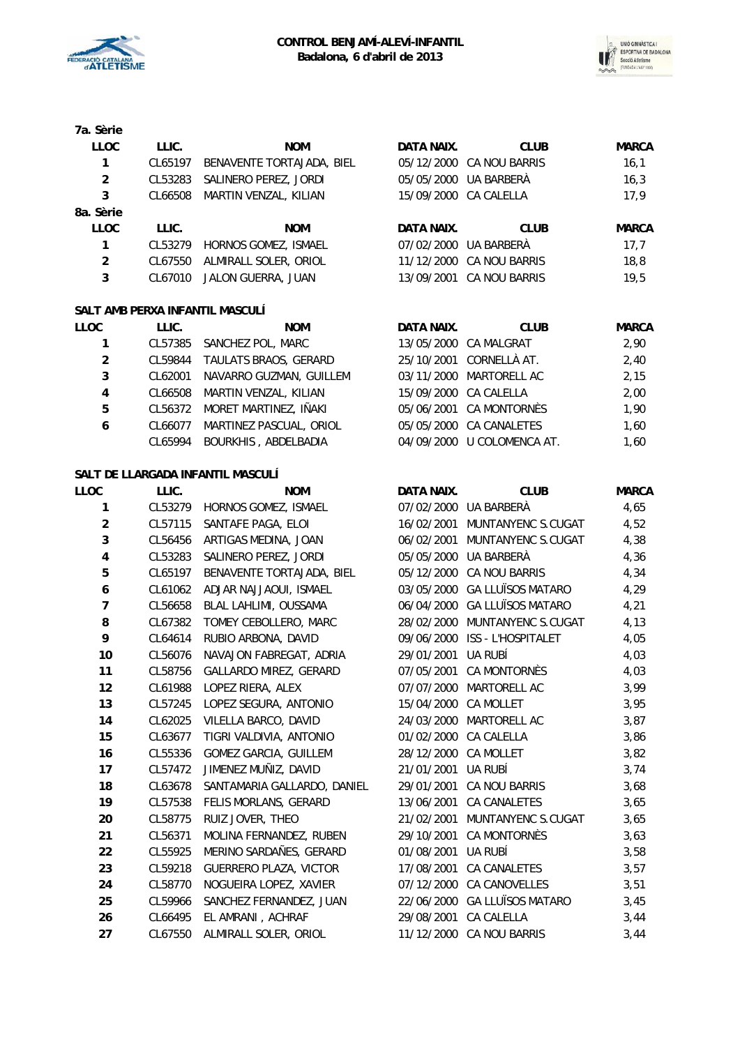#### 7a. Sèrie

| LLOC | LLIC. | NOM | DATA NAIX. | CLUB | MARCA |
|---|---|---|---|---|---|
| 1 | CL65197 | BENAVENTE TORTAJADA, BIEL | 05/12/2000 | CA NOU BARRIS | 16,1 |
| 2 | CL53283 | SALINERO PEREZ, JORDI | 05/05/2000 | UA BARBERÀ | 16,3 |
| 3 | CL66508 | MARTIN VENZAL, KILIAN | 15/09/2000 | CA CALELLA | 17,9 |

#### 8a. Sèrie

| LLOC | LLIC. | NOM | DATA NAIX. | CLUB | MARCA |
|---|---|---|---|---|---|
| 1 | CL53279 | HORNOS GOMEZ, ISMAEL | 07/02/2000 | UA BARBERÀ | 17,7 |
| 2 | CL67550 | ALMIRALL SOLER, ORIOL | 11/12/2000 | CA NOU BARRIS | 18,8 |
| 3 | CL67010 | JALON GUERRA, JUAN | 13/09/2001 | CA NOU BARRIS | 19,5 |

## SALT AMB PERXA INFANTIL MASCULÍ

| LLOC | LLIC. | NOM | DATA NAIX. | CLUB | MARCA |
|---|---|---|---|---|---|
| 1 | CL57385 | SANCHEZ POL, MARC | 13/05/2000 | CA MALGRAT | 2,90 |
| 2 | CL59844 | TAULATS BRAOS, GERARD | 25/10/2001 | CORNELLÀ AT. | 2,40 |
| 3 | CL62001 | NAVARRO GUZMAN, GUILLEM | 03/11/2000 | MARTORELL AC | 2,15 |
| 4 | CL66508 | MARTIN VENZAL, KILIAN | 15/09/2000 | CA CALELLA | 2,00 |
| 5 | CL56372 | MORET MARTINEZ, IÑAKI | 05/06/2001 | CA MONTORNÈS | 1,90 |
| 6 | CL66077 | MARTINEZ PASCUAL, ORIOL | 05/05/2000 | CA CANALETES | 1,60 |
|  | CL65994 | BOURKHIS , ABDELBADIA | 04/09/2000 | U COLOMENCA AT. | 1,60 |

## SALT DE LLARGADA INFANTIL MASCULÍ

| LLOC | LLIC. | NOM | DATA NAIX. | CLUB | MARCA |
|---|---|---|---|---|---|
| 1 | CL53279 | HORNOS GOMEZ, ISMAEL | 07/02/2000 | UA BARBERÀ | 4,65 |
| 2 | CL57115 | SANTAFE PAGA, ELOI | 16/02/2001 | MUNTANYENC S.CUGAT | 4,52 |
| 3 | CL56456 | ARTIGAS MEDINA, JOAN | 06/02/2001 | MUNTANYENC S.CUGAT | 4,38 |
| 4 | CL53283 | SALINERO PEREZ, JORDI | 05/05/2000 | UA BARBERÀ | 4,36 |
| 5 | CL65197 | BENAVENTE TORTAJADA, BIEL | 05/12/2000 | CA NOU BARRIS | 4,34 |
| 6 | CL61062 | ADJAR NAJJAOUI, ISMAEL | 03/05/2000 | GA LLUÏSOS MATARO | 4,29 |
| 7 | CL56658 | BLAL LAHLIMI, OUSSAMA | 06/04/2000 | GA LLUÏSOS MATARO | 4,21 |
| 8 | CL67382 | TOMEY CEBOLLERO, MARC | 28/02/2000 | MUNTANYENC S.CUGAT | 4,13 |
| 9 | CL64614 | RUBIO ARBONA, DAVID | 09/06/2000 | ISS - L'HOSPITALET | 4,05 |
| 10 | CL56076 | NAVAJON FABREGAT, ADRIA | 29/01/2001 | UA RUBÍ | 4,03 |
| 11 | CL58756 | GALLARDO MIREZ, GERARD | 07/05/2001 | CA MONTORNÈS | 4,03 |
| 12 | CL61988 | LOPEZ RIERA, ALEX | 07/07/2000 | MARTORELL AC | 3,99 |
| 13 | CL57245 | LOPEZ SEGURA, ANTONIO | 15/04/2000 | CA MOLLET | 3,95 |
| 14 | CL62025 | VILELLA BARCO, DAVID | 24/03/2000 | MARTORELL AC | 3,87 |
| 15 | CL63677 | TIGRI VALDIVIA, ANTONIO | 01/02/2000 | CA CALELLA | 3,86 |
| 16 | CL55336 | GOMEZ GARCIA, GUILLEM | 28/12/2000 | CA MOLLET | 3,82 |
| 17 | CL57472 | JIMENEZ MUÑIZ, DAVID | 21/01/2001 | UA RUBÍ | 3,74 |
| 18 | CL63678 | SANTAMARIA GALLARDO, DANIEL | 29/01/2001 | CA NOU BARRIS | 3,68 |
| 19 | CL57538 | FELIS MORLANS, GERARD | 13/06/2001 | CA CANALETES | 3,65 |
| 20 | CL58775 | RUIZ JOVER, THEO | 21/02/2001 | MUNTANYENC S.CUGAT | 3,65 |
| 21 | CL56371 | MOLINA FERNANDEZ, RUBEN | 29/10/2001 | CA MONTORNÈS | 3,63 |
| 22 | CL55925 | MERINO SARDAÑES, GERARD | 01/08/2001 | UA RUBÍ | 3,58 |
| 23 | CL59218 | GUERRERO PLAZA, VICTOR | 17/08/2001 | CA CANALETES | 3,57 |
| 24 | CL58770 | NOGUEIRA LOPEZ, XAVIER | 07/12/2000 | CA CANOVELLES | 3,51 |
| 25 | CL59966 | SANCHEZ FERNANDEZ, JUAN | 22/06/2000 | GA LLUÏSOS MATARO | 3,45 |
| 26 | CL66495 | EL AMRANI , ACHRAF | 29/08/2001 | CA CALELLA | 3,44 |
| 27 | CL67550 | ALMIRALL SOLER, ORIOL | 11/12/2000 | CA NOU BARRIS | 3,44 |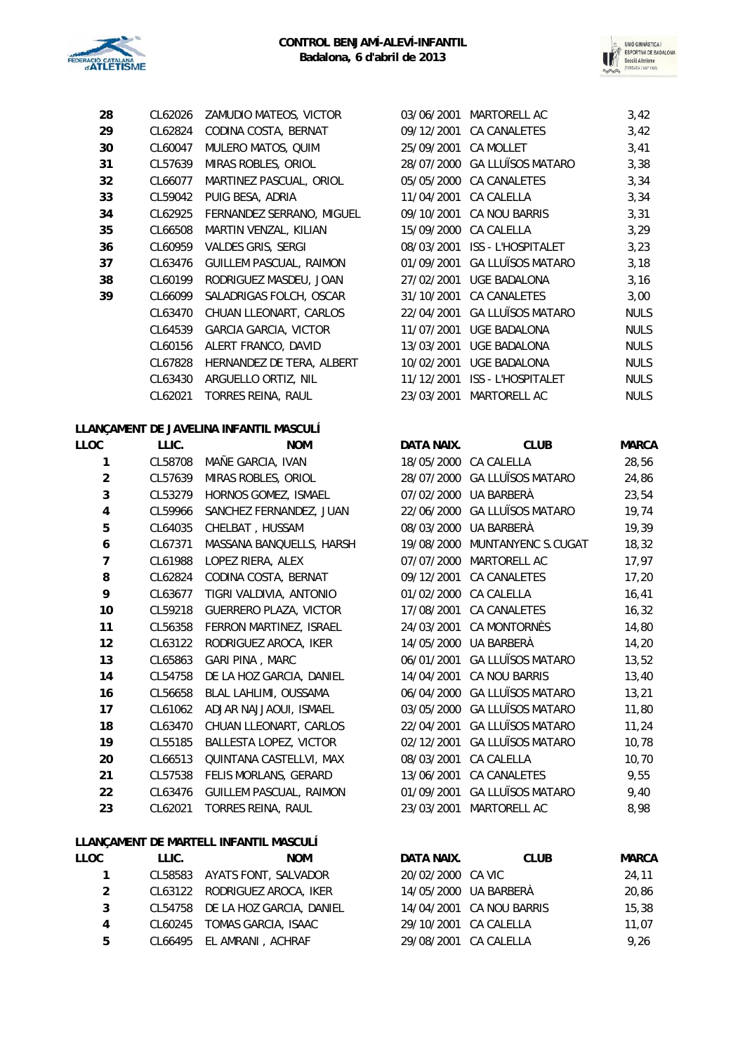| | | | | | |
|---|---|---|---|---|---|
| 28 | CL62026 | ZAMUDIO MATEOS, VICTOR | 03/06/2001 | MARTORELL AC | 3,42 |
| 29 | CL62824 | CODINA COSTA, BERNAT | 09/12/2001 | CA CANALETES | 3,42 |
| 30 | CL60047 | MULERO MATOS, QUIM | 25/09/2001 | CA MOLLET | 3,41 |
| 31 | CL57639 | MIRAS ROBLES, ORIOL | 28/07/2000 | GA LLUÏSOS MATARO | 3,38 |
| 32 | CL66077 | MARTINEZ PASCUAL, ORIOL | 05/05/2000 | CA CANALETES | 3,34 |
| 33 | CL59042 | PUIG BESA, ADRIA | 11/04/2001 | CA CALELLA | 3,34 |
| 34 | CL62925 | FERNANDEZ SERRANO, MIGUEL | 09/10/2001 | CA NOU BARRIS | 3,31 |
| 35 | CL66508 | MARTIN VENZAL, KILIAN | 15/09/2000 | CA CALELLA | 3,29 |
| 36 | CL60959 | VALDES GRIS, SERGI | 08/03/2001 | ISS - L'HOSPITALET | 3,23 |
| 37 | CL63476 | GUILLEM PASCUAL, RAIMON | 01/09/2001 | GA LLUÏSOS MATARO | 3,18 |
| 38 | CL60199 | RODRIGUEZ MASDEU, JOAN | 27/02/2001 | UGE BADALONA | 3,16 |
| 39 | CL66099 | SALADRIGAS FOLCH, OSCAR | 31/10/2001 | CA CANALETES | 3,00 |
| | CL63470 | CHUAN LLEONART, CARLOS | 22/04/2001 | GA LLUÏSOS MATARO | NULS |
| | CL64539 | GARCIA GARCIA, VICTOR | 11/07/2001 | UGE BADALONA | NULS |
| | CL60156 | ALERT FRANCO, DAVID | 13/03/2001 | UGE BADALONA | NULS |
| | CL67828 | HERNANDEZ DE TERA, ALBERT | 10/02/2001 | UGE BADALONA | NULS |
| | CL63430 | ARGUELLO ORTIZ, NIL | 11/12/2001 | ISS - L'HOSPITALET | NULS |
| | CL62021 | TORRES REINA, RAUL | 23/03/2001 | MARTORELL AC | NULS |

**LLANÇAMENT DE JAVELINA INFANTIL MASCULÍ**

| LLOC | LLIC. | NOM | DATA NAIX. | CLUB | MARCA |
|---|---|---|---|---|---|
| 1 | CL58708 | MAÑE GARCIA, IVAN | 18/05/2000 | CA CALELLA | 28,56 |
| 2 | CL57639 | MIRAS ROBLES, ORIOL | 28/07/2000 | GA LLUÏSOS MATARO | 24,86 |
| 3 | CL53279 | HORNOS GOMEZ, ISMAEL | 07/02/2000 | UA BARBERÀ | 23,54 |
| 4 | CL59966 | SANCHEZ FERNANDEZ, JUAN | 22/06/2000 | GA LLUÏSOS MATARO | 19,74 |
| 5 | CL64035 | CHELBAT , HUSSAM | 08/03/2000 | UA BARBERÀ | 19,39 |
| 6 | CL67371 | MASSANA BANQUELLS, HARSH | 19/08/2000 | MUNTANYENC S.CUGAT | 18,32 |
| 7 | CL61988 | LOPEZ RIERA, ALEX | 07/07/2000 | MARTORELL AC | 17,97 |
| 8 | CL62824 | CODINA COSTA, BERNAT | 09/12/2001 | CA CANALETES | 17,20 |
| 9 | CL63677 | TIGRI VALDIVIA, ANTONIO | 01/02/2000 | CA CALELLA | 16,41 |
| 10 | CL59218 | GUERRERO PLAZA, VICTOR | 17/08/2001 | CA CANALETES | 16,32 |
| 11 | CL56358 | FERRON MARTINEZ, ISRAEL | 24/03/2001 | CA MONTORNÈS | 14,80 |
| 12 | CL63122 | RODRIGUEZ AROCA, IKER | 14/05/2000 | UA BARBERÀ | 14,20 |
| 13 | CL65863 | GARI PINA , MARC | 06/01/2001 | GA LLUÏSOS MATARO | 13,52 |
| 14 | CL54758 | DE LA HOZ GARCIA, DANIEL | 14/04/2001 | CA NOU BARRIS | 13,40 |
| 16 | CL56658 | BLAL LAHLIMI, OUSSAMA | 06/04/2000 | GA LLUÏSOS MATARO | 13,21 |
| 17 | CL61062 | ADJAR NAJJAOUI, ISMAEL | 03/05/2000 | GA LLUÏSOS MATARO | 11,80 |
| 18 | CL63470 | CHUAN LLEONART, CARLOS | 22/04/2001 | GA LLUÏSOS MATARO | 11,24 |
| 19 | CL55185 | BALLESTA LOPEZ, VICTOR | 02/12/2001 | GA LLUÏSOS MATARO | 10,78 |
| 20 | CL66513 | QUINTANA CASTELLVI, MAX | 08/03/2001 | CA CALELLA | 10,70 |
| 21 | CL57538 | FELIS MORLANS, GERARD | 13/06/2001 | CA CANALETES | 9,55 |
| 22 | CL63476 | GUILLEM PASCUAL, RAIMON | 01/09/2001 | GA LLUÏSOS MATARO | 9,40 |
| 23 | CL62021 | TORRES REINA, RAUL | 23/03/2001 | MARTORELL AC | 8,98 |

**LLANÇAMENT DE MARTELL INFANTIL MASCULÍ**

| LLOC | LLIC. | NOM | DATA NAIX. | CLUB | MARCA |
|---|---|---|---|---|---|
| 1 | CL58583 | AYATS FONT, SALVADOR | 20/02/2000 | CA VIC | 24,11 |
| 2 | CL63122 | RODRIGUEZ AROCA, IKER | 14/05/2000 | UA BARBERÀ | 20,86 |
| 3 | CL54758 | DE LA HOZ GARCIA, DANIEL | 14/04/2001 | CA NOU BARRIS | 15,38 |
| 4 | CL60245 | TOMAS GARCIA, ISAAC | 29/10/2001 | CA CALELLA | 11,07 |
| 5 | CL66495 | EL AMRANI , ACHRAF | 29/08/2001 | CA CALELLA | 9,26 |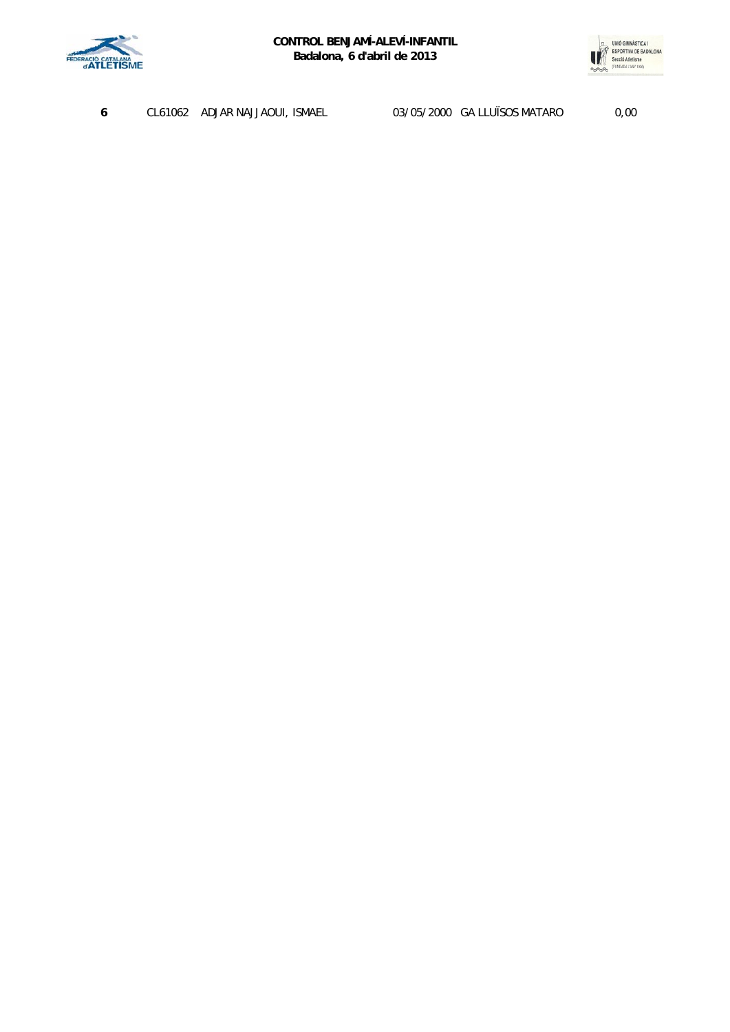| 6 | CL61062 | ADJAR NAJJAOUI, ISMAEL | 03/05/2000 | GA LLUÏSOS MATARO | 0,00 |
|---|---|---|---|---|---|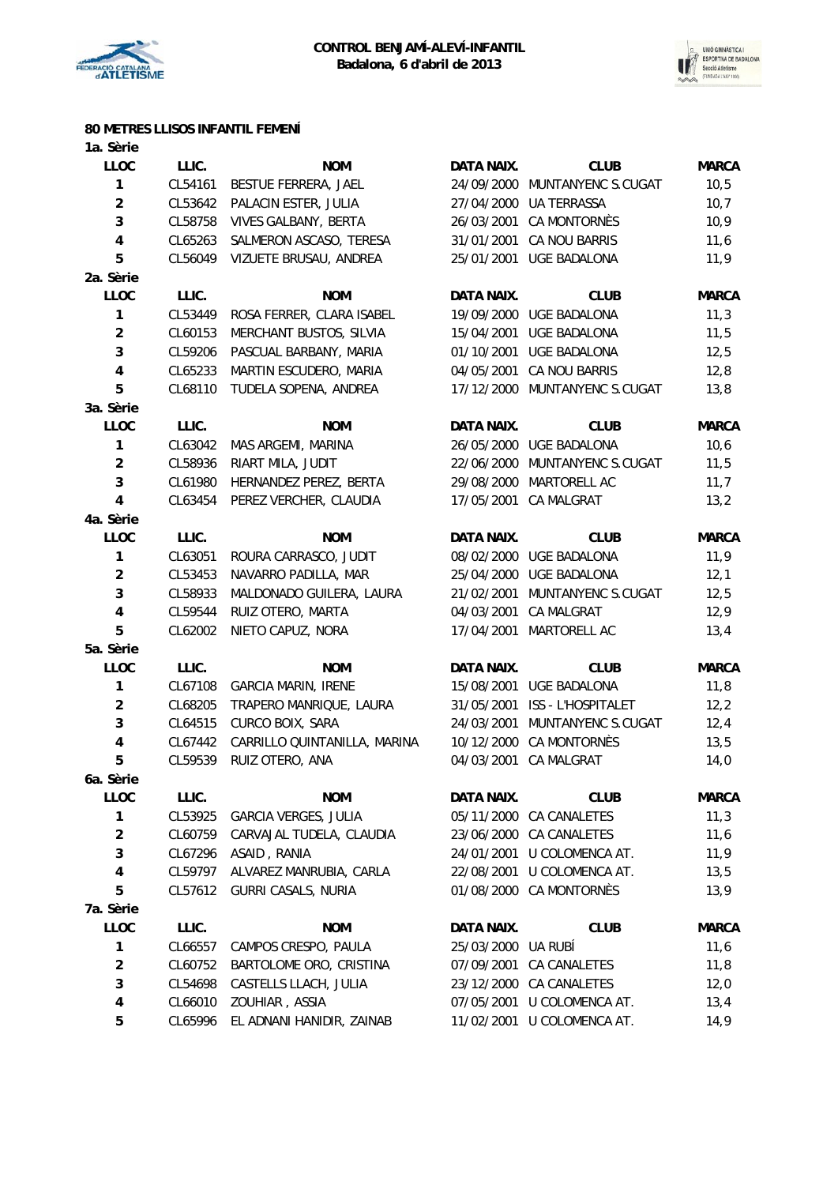**CONTROL BENJAMÍ-ALEVÍ-INFANTIL**
**Badalona, 6 d'abril de 2013**

## 80 METRES LLISOS INFANTIL FEMENÍ

**1a. Sèrie**

| LLOC | LLIC. | NOM | DATA NAIX. | CLUB | MARCA |
|---|---|---|---|---|---|
| 1 | CL54161 | BESTUE FERRERA, JAEL | 24/09/2000 | MUNTANYENC S.CUGAT | 10,5 |
| 2 | CL53642 | PALACIN ESTER, JULIA | 27/04/2000 | UA TERRASSA | 10,7 |
| 3 | CL58758 | VIVES GALBANY, BERTA | 26/03/2001 | CA MONTORNÈS | 10,9 |
| 4 | CL65263 | SALMERON ASCASO, TERESA | 31/01/2001 | CA NOU BARRIS | 11,6 |
| 5 | CL56049 | VIZUETE BRUSAU, ANDREA | 25/01/2001 | UGE BADALONA | 11,9 |

**2a. Sèrie**

| LLOC | LLIC. | NOM | DATA NAIX. | CLUB | MARCA |
|---|---|---|---|---|---|
| 1 | CL53449 | ROSA FERRER, CLARA ISABEL | 19/09/2000 | UGE BADALONA | 11,3 |
| 2 | CL60153 | MERCHANT BUSTOS, SILVIA | 15/04/2001 | UGE BADALONA | 11,5 |
| 3 | CL59206 | PASCUAL BARBANY, MARIA | 01/10/2001 | UGE BADALONA | 12,5 |
| 4 | CL65233 | MARTIN ESCUDERO, MARIA | 04/05/2001 | CA NOU BARRIS | 12,8 |
| 5 | CL68110 | TUDELA SOPENA, ANDREA | 17/12/2000 | MUNTANYENC S.CUGAT | 13,8 |

**3a. Sèrie**

| LLOC | LLIC. | NOM | DATA NAIX. | CLUB | MARCA |
|---|---|---|---|---|---|
| 1 | CL63042 | MAS ARGEMI, MARINA | 26/05/2000 | UGE BADALONA | 10,6 |
| 2 | CL58936 | RIART MILA, JUDIT | 22/06/2000 | MUNTANYENC S.CUGAT | 11,5 |
| 3 | CL61980 | HERNANDEZ PEREZ, BERTA | 29/08/2000 | MARTORELL AC | 11,7 |
| 4 | CL63454 | PEREZ VERCHER, CLAUDIA | 17/05/2001 | CA MALGRAT | 13,2 |

**4a. Sèrie**

| LLOC | LLIC. | NOM | DATA NAIX. | CLUB | MARCA |
|---|---|---|---|---|---|
| 1 | CL63051 | ROURA CARRASCO, JUDIT | 08/02/2000 | UGE BADALONA | 11,9 |
| 2 | CL53453 | NAVARRO PADILLA, MAR | 25/04/2000 | UGE BADALONA | 12,1 |
| 3 | CL58933 | MALDONADO GUILERA, LAURA | 21/02/2001 | MUNTANYENC S.CUGAT | 12,5 |
| 4 | CL59544 | RUIZ OTERO, MARTA | 04/03/2001 | CA MALGRAT | 12,9 |
| 5 | CL62002 | NIETO CAPUZ, NORA | 17/04/2001 | MARTORELL AC | 13,4 |

**5a. Sèrie**

| LLOC | LLIC. | NOM | DATA NAIX. | CLUB | MARCA |
|---|---|---|---|---|---|
| 1 | CL67108 | GARCIA MARIN, IRENE | 15/08/2001 | UGE BADALONA | 11,8 |
| 2 | CL68205 | TRAPERO MANRIQUE, LAURA | 31/05/2001 | ISS - L'HOSPITALET | 12,2 |
| 3 | CL64515 | CURCO BOIX, SARA | 24/03/2001 | MUNTANYENC S.CUGAT | 12,4 |
| 4 | CL67442 | CARRILLO QUINTANILLA, MARINA | 10/12/2000 | CA MONTORNÈS | 13,5 |
| 5 | CL59539 | RUIZ OTERO, ANA | 04/03/2001 | CA MALGRAT | 14,0 |

**6a. Sèrie**

| LLOC | LLIC. | NOM | DATA NAIX. | CLUB | MARCA |
|---|---|---|---|---|---|
| 1 | CL53925 | GARCIA VERGES, JULIA | 05/11/2000 | CA CANALETES | 11,3 |
| 2 | CL60759 | CARVAJAL TUDELA, CLAUDIA | 23/06/2000 | CA CANALETES | 11,6 |
| 3 | CL67296 | ASAID , RANIA | 24/01/2001 | U COLOMENCA AT. | 11,9 |
| 4 | CL59797 | ALVAREZ MANRUBIA, CARLA | 22/08/2001 | U COLOMENCA AT. | 13,5 |
| 5 | CL57612 | GURRI CASALS, NURIA | 01/08/2000 | CA MONTORNÈS | 13,9 |

**7a. Sèrie**

| LLOC | LLIC. | NOM | DATA NAIX. | CLUB | MARCA |
|---|---|---|---|---|---|
| 1 | CL66557 | CAMPOS CRESPO, PAULA | 25/03/2000 | UA RUBÍ | 11,6 |
| 2 | CL60752 | BARTOLOME ORO, CRISTINA | 07/09/2001 | CA CANALETES | 11,8 |
| 3 | CL54698 | CASTELLS LLACH, JULIA | 23/12/2000 | CA CANALETES | 12,0 |
| 4 | CL66010 | ZOUHIAR , ASSIA | 07/05/2001 | U COLOMENCA AT. | 13,4 |
| 5 | CL65996 | EL ADNANI HANIDIR, ZAINAB | 11/02/2001 | U COLOMENCA AT. | 14,9 |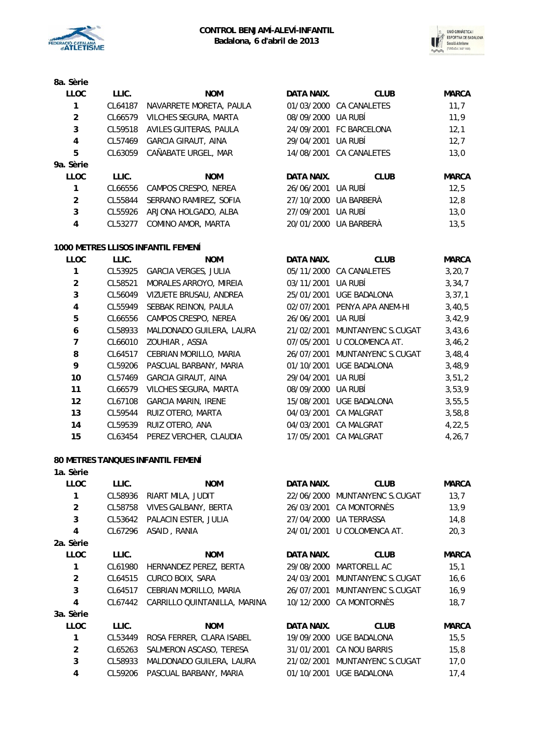**CONTROL BENJAMÍ-ALEVÍ-INFANTIL**
**Badalona, 6 d'abril de 2013**

**8a. Sèrie**

| LLOC | LLIC. | NOM | DATA NAIX. | CLUB | MARCA |
|---|---|---|---|---|---|
| 1 | CL64187 | NAVARRETE MORETA, PAULA | 01/03/2000 | CA CANALETES | 11,7 |
| 2 | CL66579 | VILCHES SEGURA, MARTA | 08/09/2000 | UA RUBÍ | 11,9 |
| 3 | CL59518 | AVILES GUITERAS, PAULA | 24/09/2001 | FC BARCELONA | 12,1 |
| 4 | CL57469 | GARCIA GIRAUT, AINA | 29/04/2001 | UA RUBÍ | 12,7 |
| 5 | CL63059 | CAÑABATE URGEL, MAR | 14/08/2001 | CA CANALETES | 13,0 |

**9a. Sèrie**

| LLOC | LLIC. | NOM | DATA NAIX. | CLUB | MARCA |
|---|---|---|---|---|---|
| 1 | CL66556 | CAMPOS CRESPO, NEREA | 26/06/2001 | UA RUBÍ | 12,5 |
| 2 | CL55844 | SERRANO RAMIREZ, SOFIA | 27/10/2000 | UA BARBERÀ | 12,8 |
| 3 | CL55926 | ARJONA HOLGADO, ALBA | 27/09/2001 | UA RUBÍ | 13,0 |
| 4 | CL53277 | COMINO AMOR, MARTA | 20/01/2000 | UA BARBERÀ | 13,5 |

**1000 METRES LLISOS INFANTIL FEMENÍ**

| LLOC | LLIC. | NOM | DATA NAIX. | CLUB | MARCA |
|---|---|---|---|---|---|
| 1 | CL53925 | GARCIA VERGES, JULIA | 05/11/2000 | CA CANALETES | 3,20,7 |
| 2 | CL58521 | MORALES ARROYO, MIREIA | 03/11/2001 | UA RUBÍ | 3,34,7 |
| 3 | CL56049 | VIZUETE BRUSAU, ANDREA | 25/01/2001 | UGE BADALONA | 3,37,1 |
| 4 | CL55949 | SEBBAK REINON, PAULA | 02/07/2001 | PENYA APA ANEM-HI | 3,40,5 |
| 5 | CL66556 | CAMPOS CRESPO, NEREA | 26/06/2001 | UA RUBÍ | 3,42,9 |
| 6 | CL58933 | MALDONADO GUILERA, LAURA | 21/02/2001 | MUNTANYENC S.CUGAT | 3,43,6 |
| 7 | CL66010 | ZOUHIAR, ASSIA | 07/05/2001 | U COLOMENCA AT. | 3,46,2 |
| 8 | CL64517 | CEBRIAN MORILLO, MARIA | 26/07/2001 | MUNTANYENC S.CUGAT | 3,48,4 |
| 9 | CL59206 | PASCUAL BARBANY, MARIA | 01/10/2001 | UGE BADALONA | 3,48,9 |
| 10 | CL57469 | GARCIA GIRAUT, AINA | 29/04/2001 | UA RUBÍ | 3,51,2 |
| 11 | CL66579 | VILCHES SEGURA, MARTA | 08/09/2000 | UA RUBÍ | 3,53,9 |
| 12 | CL67108 | GARCIA MARIN, IRENE | 15/08/2001 | UGE BADALONA | 3,55,5 |
| 13 | CL59544 | RUIZ OTERO, MARTA | 04/03/2001 | CA MALGRAT | 3,58,8 |
| 14 | CL59539 | RUIZ OTERO, ANA | 04/03/2001 | CA MALGRAT | 4,22,5 |
| 15 | CL63454 | PEREZ VERCHER, CLAUDIA | 17/05/2001 | CA MALGRAT | 4,26,7 |

**80 METRES TANQUES INFANTIL FEMENÍ**

**1a. Sèrie**

| LLOC | LLIC. | NOM | DATA NAIX. | CLUB | MARCA |
|---|---|---|---|---|---|
| 1 | CL58936 | RIART MILA, JUDIT | 22/06/2000 | MUNTANYENC S.CUGAT | 13,7 |
| 2 | CL58758 | VIVES GALBANY, BERTA | 26/03/2001 | CA MONTORNÈS | 13,9 |
| 3 | CL53642 | PALACIN ESTER, JULIA | 27/04/2000 | UA TERRASSA | 14,8 |
| 4 | CL67296 | ASAID , RANIA | 24/01/2001 | U COLOMENCA AT. | 20,3 |

**2a. Sèrie**

| LLOC | LLIC. | NOM | DATA NAIX. | CLUB | MARCA |
|---|---|---|---|---|---|
| 1 | CL61980 | HERNANDEZ PEREZ, BERTA | 29/08/2000 | MARTORELL AC | 15,1 |
| 2 | CL64515 | CURCO BOIX, SARA | 24/03/2001 | MUNTANYENC S.CUGAT | 16,6 |
| 3 | CL64517 | CEBRIAN MORILLO, MARIA | 26/07/2001 | MUNTANYENC S.CUGAT | 16,9 |
| 4 | CL67442 | CARRILLO QUINTANILLA, MARINA | 10/12/2000 | CA MONTORNÈS | 18,7 |

**3a. Sèrie**

| LLOC | LLIC. | NOM | DATA NAIX. | CLUB | MARCA |
|---|---|---|---|---|---|
| 1 | CL53449 | ROSA FERRER, CLARA ISABEL | 19/09/2000 | UGE BADALONA | 15,5 |
| 2 | CL65263 | SALMERON ASCASO, TERESA | 31/01/2001 | CA NOU BARRIS | 15,8 |
| 3 | CL58933 | MALDONADO GUILERA, LAURA | 21/02/2001 | MUNTANYENC S.CUGAT | 17,0 |
| 4 | CL59206 | PASCUAL BARBANY, MARIA | 01/10/2001 | UGE BADALONA | 17,4 |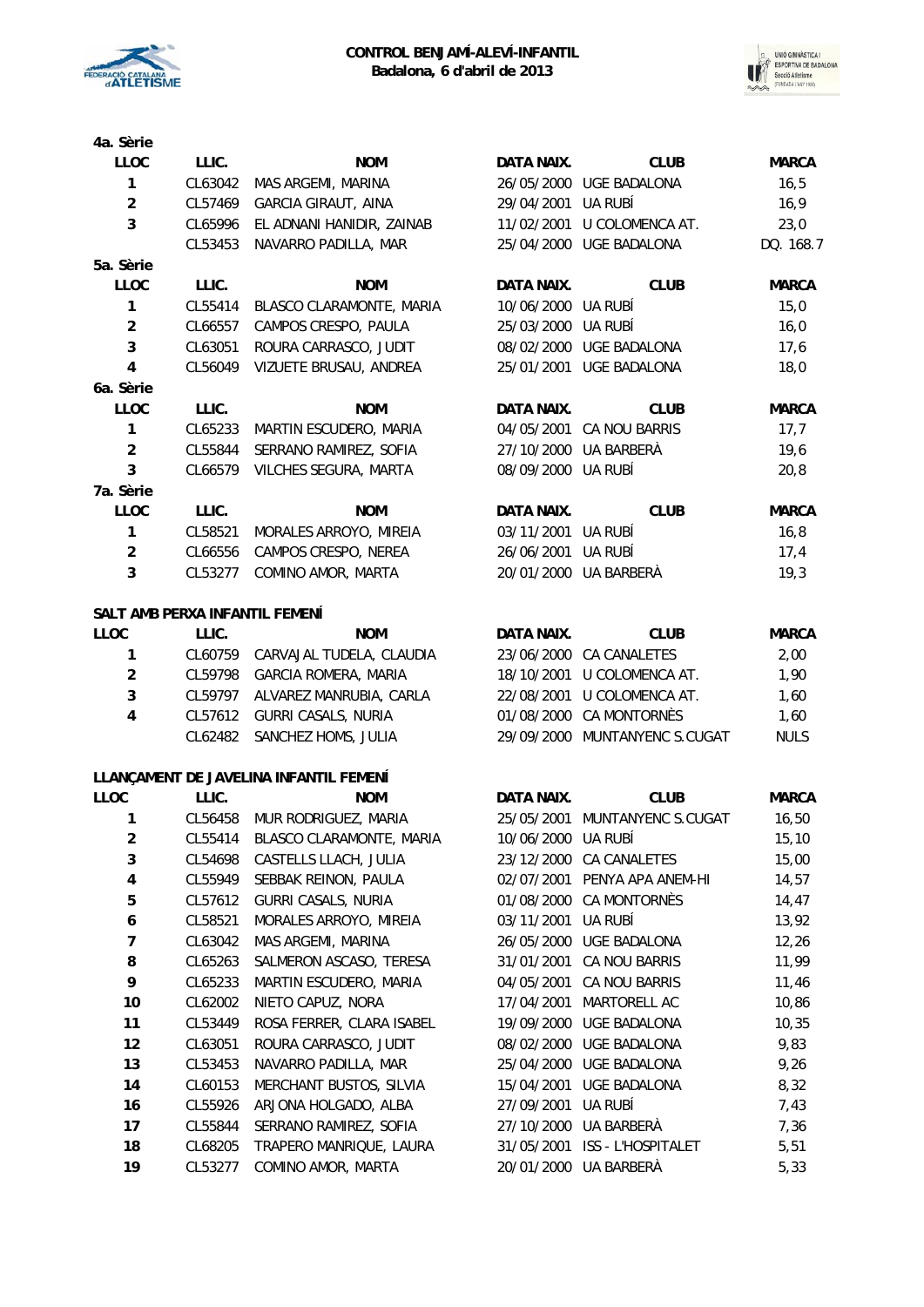**4a. Sèrie**

| LLOC | LLIC. | NOM | DATA NAIX. | CLUB | MARCA |
|---|---|---|---|---|---|
| 1 | CL63042 | MAS ARGEMI, MARINA | 26/05/2000 | UGE BADALONA | 16,5 |
| 2 | CL57469 | GARCIA GIRAUT, AINA | 29/04/2001 | UA RUBÍ | 16,9 |
| 3 | CL65996 | EL ADNANI HANIDIR, ZAINAB | 11/02/2001 | U COLOMENCA AT. | 23,0 |
| | CL53453 | NAVARRO PADILLA, MAR | 25/04/2000 | UGE BADALONA | DQ. 168.7 |

**5a. Sèrie**

| LLOC | LLIC. | NOM | DATA NAIX. | CLUB | MARCA |
|---|---|---|---|---|---|
| 1 | CL55414 | BLASCO CLARAMONTE, MARIA | 10/06/2000 | UA RUBÍ | 15,0 |
| 2 | CL66557 | CAMPOS CRESPO, PAULA | 25/03/2000 | UA RUBÍ | 16,0 |
| 3 | CL63051 | ROURA CARRASCO, JUDIT | 08/02/2000 | UGE BADALONA | 17,6 |
| 4 | CL56049 | VIZUETE BRUSAU, ANDREA | 25/01/2001 | UGE BADALONA | 18,0 |

**6a. Sèrie**

| LLOC | LLIC. | NOM | DATA NAIX. | CLUB | MARCA |
|---|---|---|---|---|---|
| 1 | CL65233 | MARTIN ESCUDERO, MARIA | 04/05/2001 | CA NOU BARRIS | 17,7 |
| 2 | CL55844 | SERRANO RAMIREZ, SOFIA | 27/10/2000 | UA BARBERÀ | 19,6 |
| 3 | CL66579 | VILCHES SEGURA, MARTA | 08/09/2000 | UA RUBÍ | 20,8 |

**7a. Sèrie**

| LLOC | LLIC. | NOM | DATA NAIX. | CLUB | MARCA |
|---|---|---|---|---|---|
| 1 | CL58521 | MORALES ARROYO, MIREIA | 03/11/2001 | UA RUBÍ | 16,8 |
| 2 | CL66556 | CAMPOS CRESPO, NEREA | 26/06/2001 | UA RUBÍ | 17,4 |
| 3 | CL53277 | COMINO AMOR, MARTA | 20/01/2000 | UA BARBERÀ | 19,3 |

**SALT AMB PERXA INFANTIL FEMENÍ**

| LLOC | LLIC. | NOM | DATA NAIX. | CLUB | MARCA |
|---|---|---|---|---|---|
| 1 | CL60759 | CARVAJAL TUDELA, CLAUDIA | 23/06/2000 | CA CANALETES | 2,00 |
| 2 | CL59798 | GARCIA ROMERA, MARIA | 18/10/2001 | U COLOMENCA AT. | 1,90 |
| 3 | CL59797 | ALVAREZ MANRUBIA, CARLA | 22/08/2001 | U COLOMENCA AT. | 1,60 |
| 4 | CL57612 | GURRI CASALS, NURIA | 01/08/2000 | CA MONTORNÈS | 1,60 |
| | CL62482 | SANCHEZ HOMS, JULIA | 29/09/2000 | MUNTANYENC S.CUGAT | NULS |

**LLANÇAMENT DE JAVELINA INFANTIL FEMENÍ**

| LLOC | LLIC. | NOM | DATA NAIX. | CLUB | MARCA |
|---|---|---|---|---|---|
| 1 | CL56458 | MUR RODRIGUEZ, MARIA | 25/05/2001 | MUNTANYENC S.CUGAT | 16,50 |
| 2 | CL55414 | BLASCO CLARAMONTE, MARIA | 10/06/2000 | UA RUBÍ | 15,10 |
| 3 | CL54698 | CASTELLS LLACH, JULIA | 23/12/2000 | CA CANALETES | 15,00 |
| 4 | CL55949 | SEBBAK REINON, PAULA | 02/07/2001 | PENYA APA ANEM-HI | 14,57 |
| 5 | CL57612 | GURRI CASALS, NURIA | 01/08/2000 | CA MONTORNÈS | 14,47 |
| 6 | CL58521 | MORALES ARROYO, MIREIA | 03/11/2001 | UA RUBÍ | 13,92 |
| 7 | CL63042 | MAS ARGEMI, MARINA | 26/05/2000 | UGE BADALONA | 12,26 |
| 8 | CL65263 | SALMERON ASCASO, TERESA | 31/01/2001 | CA NOU BARRIS | 11,99 |
| 9 | CL65233 | MARTIN ESCUDERO, MARIA | 04/05/2001 | CA NOU BARRIS | 11,46 |
| 10 | CL62002 | NIETO CAPUZ, NORA | 17/04/2001 | MARTORELL AC | 10,86 |
| 11 | CL53449 | ROSA FERRER, CLARA ISABEL | 19/09/2000 | UGE BADALONA | 10,35 |
| 12 | CL63051 | ROURA CARRASCO, JUDIT | 08/02/2000 | UGE BADALONA | 9,83 |
| 13 | CL53453 | NAVARRO PADILLA, MAR | 25/04/2000 | UGE BADALONA | 9,26 |
| 14 | CL60153 | MERCHANT BUSTOS, SILVIA | 15/04/2001 | UGE BADALONA | 8,32 |
| 16 | CL55926 | ARJONA HOLGADO, ALBA | 27/09/2001 | UA RUBÍ | 7,43 |
| 17 | CL55844 | SERRANO RAMIREZ, SOFIA | 27/10/2000 | UA BARBERÀ | 7,36 |
| 18 | CL68205 | TRAPERO MANRIQUE, LAURA | 31/05/2001 | ISS - L'HOSPITALET | 5,51 |
| 19 | CL53277 | COMINO AMOR, MARTA | 20/01/2000 | UA BARBERÀ | 5,33 |